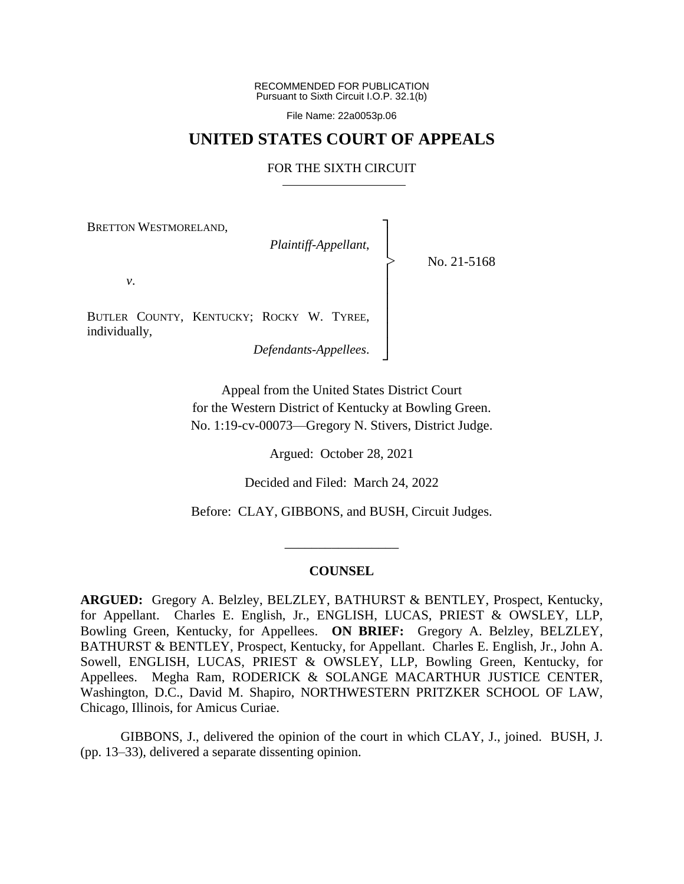RECOMMENDED FOR PUBLICATION
Pursuant to Sixth Circuit I.O.P. 32.1(b)

File Name: 22a0053p.06

# UNITED STATES COURT OF APPEALS

## FOR THE SIXTH CIRCUIT

BRETTON WESTMORELAND,

*Plaintiff-Appellant*,

*v*.

BUTLER COUNTY, KENTUCKY; ROCKY W. TYREE, individually,

*Defendants-Appellees*.

No. 21-5168

Appeal from the United States District Court
for the Western District of Kentucky at Bowling Green.
No. 1:19-cv-00073—Gregory N. Stivers, District Judge.

Argued: October 28, 2021

Decided and Filed: March 24, 2022

Before: CLAY, GIBBONS, and BUSH, Circuit Judges.

---

### COUNSEL

**ARGUED:** Gregory A. Belzley, BELZLEY, BATHURST & BENTLEY, Prospect, Kentucky, for Appellant. Charles E. English, Jr., ENGLISH, LUCAS, PRIEST & OWSLEY, LLP, Bowling Green, Kentucky, for Appellees. **ON BRIEF:** Gregory A. Belzley, BELZLEY, BATHURST & BENTLEY, Prospect, Kentucky, for Appellant. Charles E. English, Jr., John A. Sowell, ENGLISH, LUCAS, PRIEST & OWSLEY, LLP, Bowling Green, Kentucky, for Appellees. Megha Ram, RODERICK & SOLANGE MACARTHUR JUSTICE CENTER, Washington, D.C., David M. Shapiro, NORTHWESTERN PRITZKER SCHOOL OF LAW, Chicago, Illinois, for Amicus Curiae.

GIBBONS, J., delivered the opinion of the court in which CLAY, J., joined. BUSH, J. (pp. 13–33), delivered a separate dissenting opinion.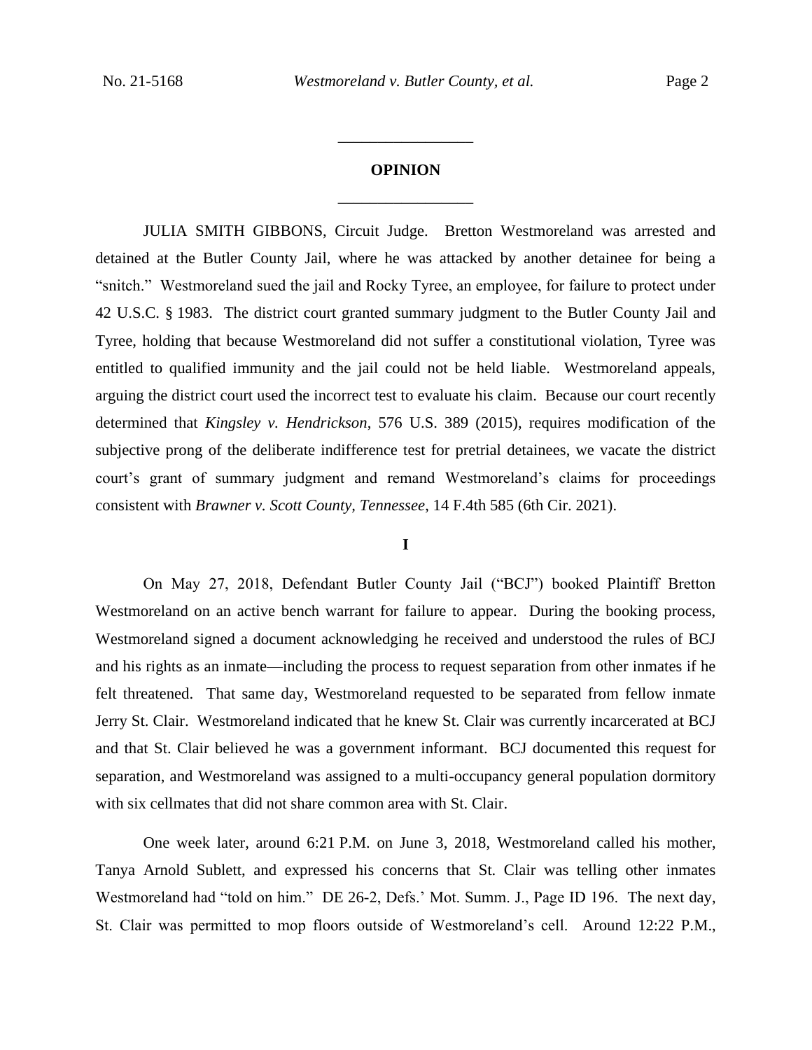## OPINION

JULIA SMITH GIBBONS, Circuit Judge. Bretton Westmoreland was arrested and detained at the Butler County Jail, where he was attacked by another detainee for being a "snitch." Westmoreland sued the jail and Rocky Tyree, an employee, for failure to protect under 42 U.S.C. § 1983. The district court granted summary judgment to the Butler County Jail and Tyree, holding that because Westmoreland did not suffer a constitutional violation, Tyree was entitled to qualified immunity and the jail could not be held liable. Westmoreland appeals, arguing the district court used the incorrect test to evaluate his claim. Because our court recently determined that *Kingsley v. Hendrickson*, 576 U.S. 389 (2015), requires modification of the subjective prong of the deliberate indifference test for pretrial detainees, we vacate the district court's grant of summary judgment and remand Westmoreland's claims for proceedings consistent with *Brawner v. Scott County, Tennessee*, 14 F.4th 585 (6th Cir. 2021).

### I

On May 27, 2018, Defendant Butler County Jail ("BCJ") booked Plaintiff Bretton Westmoreland on an active bench warrant for failure to appear. During the booking process, Westmoreland signed a document acknowledging he received and understood the rules of BCJ and his rights as an inmate—including the process to request separation from other inmates if he felt threatened. That same day, Westmoreland requested to be separated from fellow inmate Jerry St. Clair. Westmoreland indicated that he knew St. Clair was currently incarcerated at BCJ and that St. Clair believed he was a government informant. BCJ documented this request for separation, and Westmoreland was assigned to a multi-occupancy general population dormitory with six cellmates that did not share common area with St. Clair.

One week later, around 6:21 P.M. on June 3, 2018, Westmoreland called his mother, Tanya Arnold Sublett, and expressed his concerns that St. Clair was telling other inmates Westmoreland had "told on him." DE 26-2, Defs.' Mot. Summ. J., Page ID 196. The next day, St. Clair was permitted to mop floors outside of Westmoreland's cell. Around 12:22 P.M.,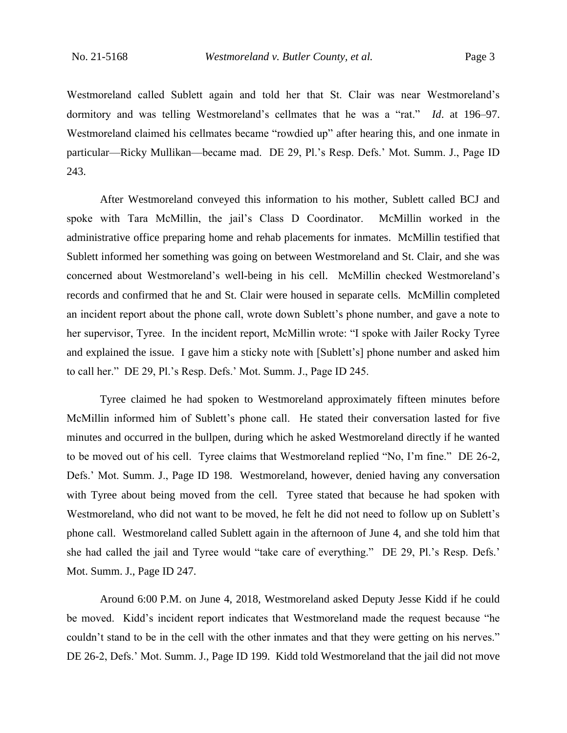Westmoreland called Sublett again and told her that St. Clair was near Westmoreland's dormitory and was telling Westmoreland's cellmates that he was a "rat." *Id*. at 196–97. Westmoreland claimed his cellmates became "rowdied up" after hearing this, and one inmate in particular—Ricky Mullikan—became mad. DE 29, Pl.'s Resp. Defs.' Mot. Summ. J., Page ID 243.

After Westmoreland conveyed this information to his mother, Sublett called BCJ and spoke with Tara McMillin, the jail's Class D Coordinator. McMillin worked in the administrative office preparing home and rehab placements for inmates. McMillin testified that Sublett informed her something was going on between Westmoreland and St. Clair, and she was concerned about Westmoreland's well-being in his cell. McMillin checked Westmoreland's records and confirmed that he and St. Clair were housed in separate cells. McMillin completed an incident report about the phone call, wrote down Sublett's phone number, and gave a note to her supervisor, Tyree. In the incident report, McMillin wrote: "I spoke with Jailer Rocky Tyree and explained the issue. I gave him a sticky note with [Sublett's] phone number and asked him to call her." DE 29, Pl.'s Resp. Defs.' Mot. Summ. J., Page ID 245.

Tyree claimed he had spoken to Westmoreland approximately fifteen minutes before McMillin informed him of Sublett's phone call. He stated their conversation lasted for five minutes and occurred in the bullpen, during which he asked Westmoreland directly if he wanted to be moved out of his cell. Tyree claims that Westmoreland replied "No, I'm fine." DE 26-2, Defs.' Mot. Summ. J., Page ID 198. Westmoreland, however, denied having any conversation with Tyree about being moved from the cell. Tyree stated that because he had spoken with Westmoreland, who did not want to be moved, he felt he did not need to follow up on Sublett's phone call. Westmoreland called Sublett again in the afternoon of June 4, and she told him that she had called the jail and Tyree would "take care of everything." DE 29, Pl.'s Resp. Defs.' Mot. Summ. J., Page ID 247.

Around 6:00 P.M. on June 4, 2018, Westmoreland asked Deputy Jesse Kidd if he could be moved. Kidd's incident report indicates that Westmoreland made the request because "he couldn't stand to be in the cell with the other inmates and that they were getting on his nerves." DE 26-2, Defs.' Mot. Summ. J., Page ID 199. Kidd told Westmoreland that the jail did not move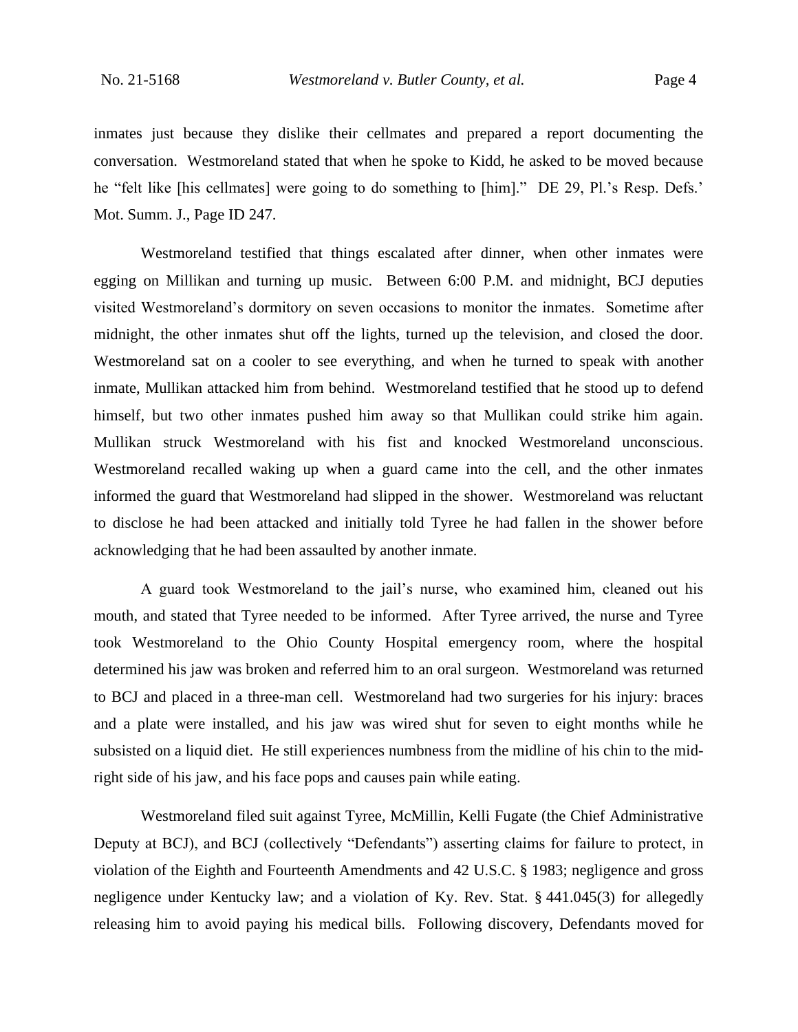inmates just because they dislike their cellmates and prepared a report documenting the conversation. Westmoreland stated that when he spoke to Kidd, he asked to be moved because he "felt like [his cellmates] were going to do something to [him]." DE 29, Pl.'s Resp. Defs.' Mot. Summ. J., Page ID 247.

Westmoreland testified that things escalated after dinner, when other inmates were egging on Millikan and turning up music. Between 6:00 P.M. and midnight, BCJ deputies visited Westmoreland's dormitory on seven occasions to monitor the inmates. Sometime after midnight, the other inmates shut off the lights, turned up the television, and closed the door. Westmoreland sat on a cooler to see everything, and when he turned to speak with another inmate, Mullikan attacked him from behind. Westmoreland testified that he stood up to defend himself, but two other inmates pushed him away so that Mullikan could strike him again. Mullikan struck Westmoreland with his fist and knocked Westmoreland unconscious. Westmoreland recalled waking up when a guard came into the cell, and the other inmates informed the guard that Westmoreland had slipped in the shower. Westmoreland was reluctant to disclose he had been attacked and initially told Tyree he had fallen in the shower before acknowledging that he had been assaulted by another inmate.

A guard took Westmoreland to the jail's nurse, who examined him, cleaned out his mouth, and stated that Tyree needed to be informed. After Tyree arrived, the nurse and Tyree took Westmoreland to the Ohio County Hospital emergency room, where the hospital determined his jaw was broken and referred him to an oral surgeon. Westmoreland was returned to BCJ and placed in a three-man cell. Westmoreland had two surgeries for his injury: braces and a plate were installed, and his jaw was wired shut for seven to eight months while he subsisted on a liquid diet. He still experiences numbness from the midline of his chin to the mid-right side of his jaw, and his face pops and causes pain while eating.

Westmoreland filed suit against Tyree, McMillin, Kelli Fugate (the Chief Administrative Deputy at BCJ), and BCJ (collectively "Defendants") asserting claims for failure to protect, in violation of the Eighth and Fourteenth Amendments and 42 U.S.C. § 1983; negligence and gross negligence under Kentucky law; and a violation of Ky. Rev. Stat. § 441.045(3) for allegedly releasing him to avoid paying his medical bills. Following discovery, Defendants moved for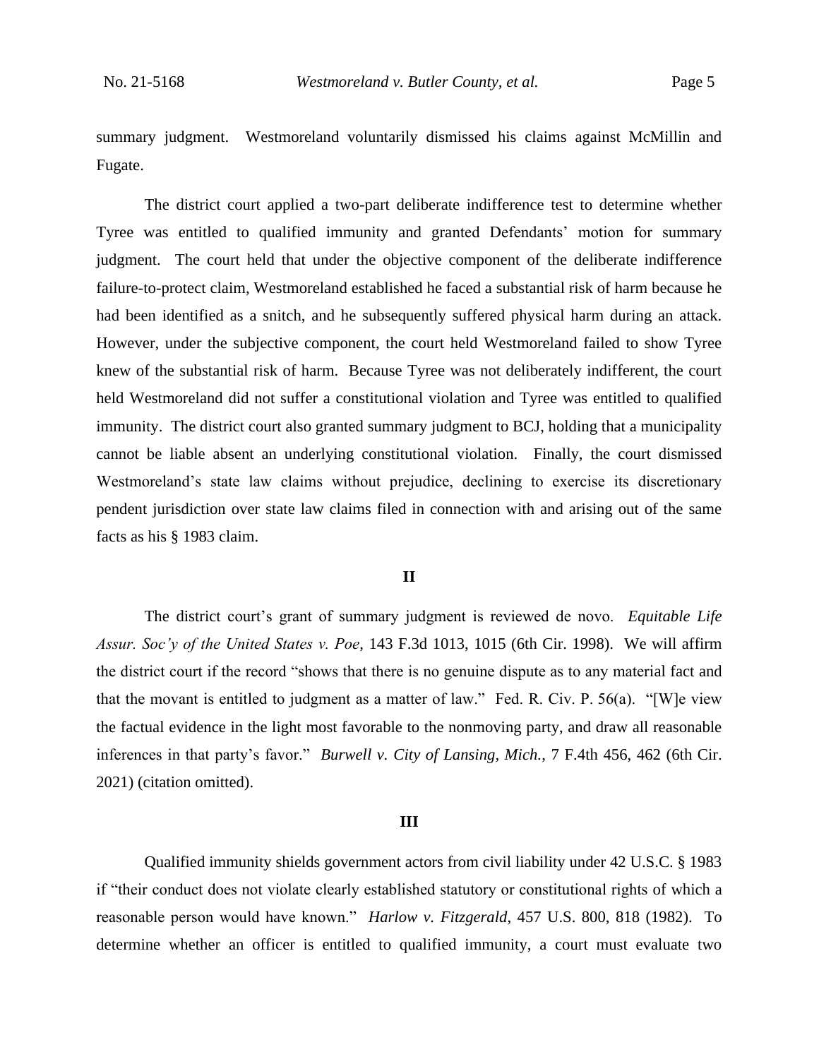summary judgment. Westmoreland voluntarily dismissed his claims against McMillin and Fugate.

The district court applied a two-part deliberate indifference test to determine whether Tyree was entitled to qualified immunity and granted Defendants' motion for summary judgment. The court held that under the objective component of the deliberate indifference failure-to-protect claim, Westmoreland established he faced a substantial risk of harm because he had been identified as a snitch, and he subsequently suffered physical harm during an attack. However, under the subjective component, the court held Westmoreland failed to show Tyree knew of the substantial risk of harm. Because Tyree was not deliberately indifferent, the court held Westmoreland did not suffer a constitutional violation and Tyree was entitled to qualified immunity. The district court also granted summary judgment to BCJ, holding that a municipality cannot be liable absent an underlying constitutional violation. Finally, the court dismissed Westmoreland's state law claims without prejudice, declining to exercise its discretionary pendent jurisdiction over state law claims filed in connection with and arising out of the same facts as his § 1983 claim.

## II

The district court's grant of summary judgment is reviewed de novo. *Equitable Life Assur. Soc'y of the United States v. Poe*, 143 F.3d 1013, 1015 (6th Cir. 1998). We will affirm the district court if the record "shows that there is no genuine dispute as to any material fact and that the movant is entitled to judgment as a matter of law." Fed. R. Civ. P. 56(a). "[W]e view the factual evidence in the light most favorable to the nonmoving party, and draw all reasonable inferences in that party's favor." *Burwell v. City of Lansing, Mich.*, 7 F.4th 456, 462 (6th Cir. 2021) (citation omitted).

## III

Qualified immunity shields government actors from civil liability under 42 U.S.C. § 1983 if "their conduct does not violate clearly established statutory or constitutional rights of which a reasonable person would have known." *Harlow v. Fitzgerald*, 457 U.S. 800, 818 (1982). To determine whether an officer is entitled to qualified immunity, a court must evaluate two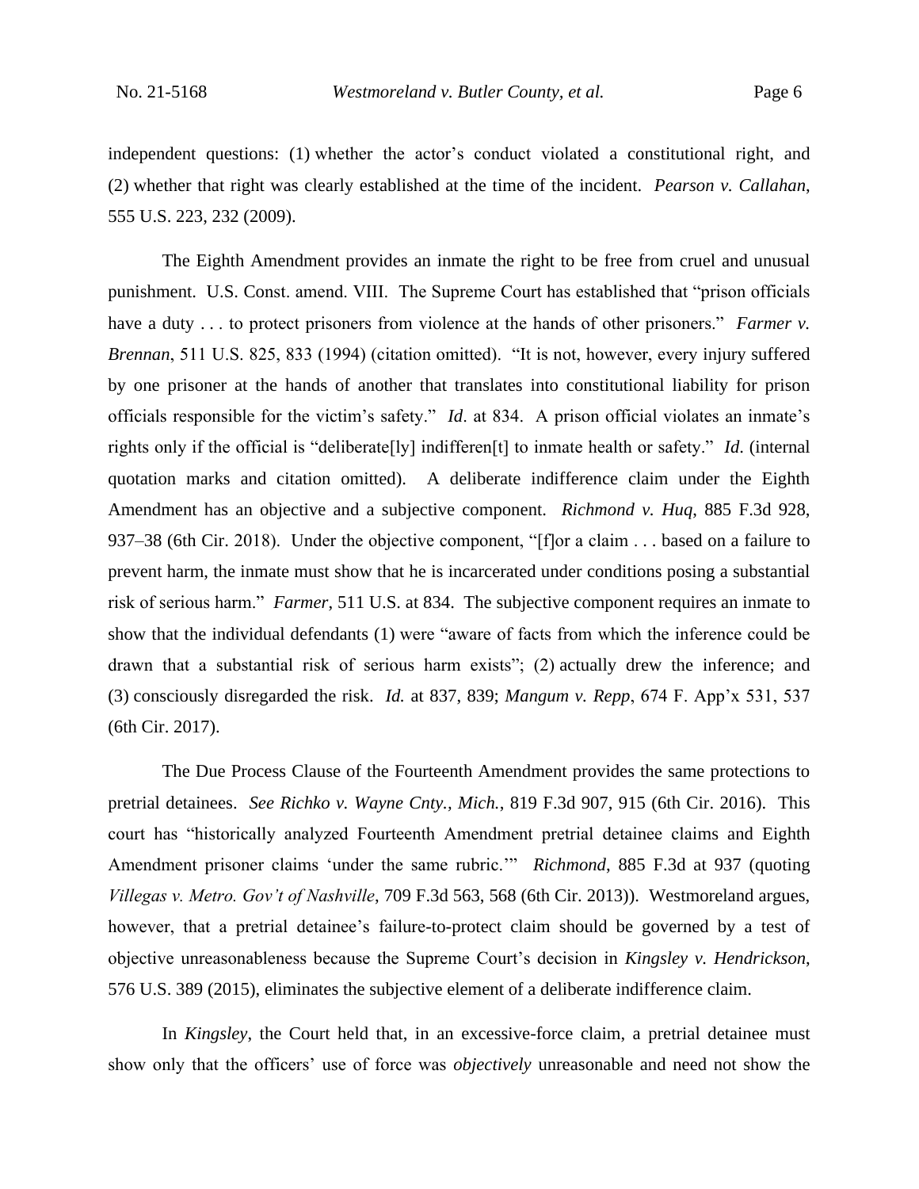independent questions: (1) whether the actor's conduct violated a constitutional right, and (2) whether that right was clearly established at the time of the incident. *Pearson v. Callahan*, 555 U.S. 223, 232 (2009).

The Eighth Amendment provides an inmate the right to be free from cruel and unusual punishment. U.S. Const. amend. VIII. The Supreme Court has established that "prison officials have a duty . . . to protect prisoners from violence at the hands of other prisoners." *Farmer v. Brennan*, 511 U.S. 825, 833 (1994) (citation omitted). "It is not, however, every injury suffered by one prisoner at the hands of another that translates into constitutional liability for prison officials responsible for the victim's safety." *Id*. at 834. A prison official violates an inmate's rights only if the official is "deliberate[ly] indifferen[t] to inmate health or safety." *Id*. (internal quotation marks and citation omitted). A deliberate indifference claim under the Eighth Amendment has an objective and a subjective component. *Richmond v. Huq*, 885 F.3d 928, 937–38 (6th Cir. 2018). Under the objective component, "[f]or a claim . . . based on a failure to prevent harm, the inmate must show that he is incarcerated under conditions posing a substantial risk of serious harm." *Farmer*, 511 U.S. at 834. The subjective component requires an inmate to show that the individual defendants (1) were "aware of facts from which the inference could be drawn that a substantial risk of serious harm exists"; (2) actually drew the inference; and (3) consciously disregarded the risk. *Id.* at 837, 839; *Mangum v. Repp*, 674 F. App'x 531, 537 (6th Cir. 2017).

The Due Process Clause of the Fourteenth Amendment provides the same protections to pretrial detainees. *See Richko v. Wayne Cnty., Mich.*, 819 F.3d 907, 915 (6th Cir. 2016). This court has "historically analyzed Fourteenth Amendment pretrial detainee claims and Eighth Amendment prisoner claims 'under the same rubric.'" *Richmond*, 885 F.3d at 937 (quoting *Villegas v. Metro. Gov't of Nashville*, 709 F.3d 563, 568 (6th Cir. 2013)). Westmoreland argues, however, that a pretrial detainee's failure-to-protect claim should be governed by a test of objective unreasonableness because the Supreme Court's decision in *Kingsley v. Hendrickson*, 576 U.S. 389 (2015), eliminates the subjective element of a deliberate indifference claim.

In *Kingsley*, the Court held that, in an excessive-force claim, a pretrial detainee must show only that the officers' use of force was *objectively* unreasonable and need not show the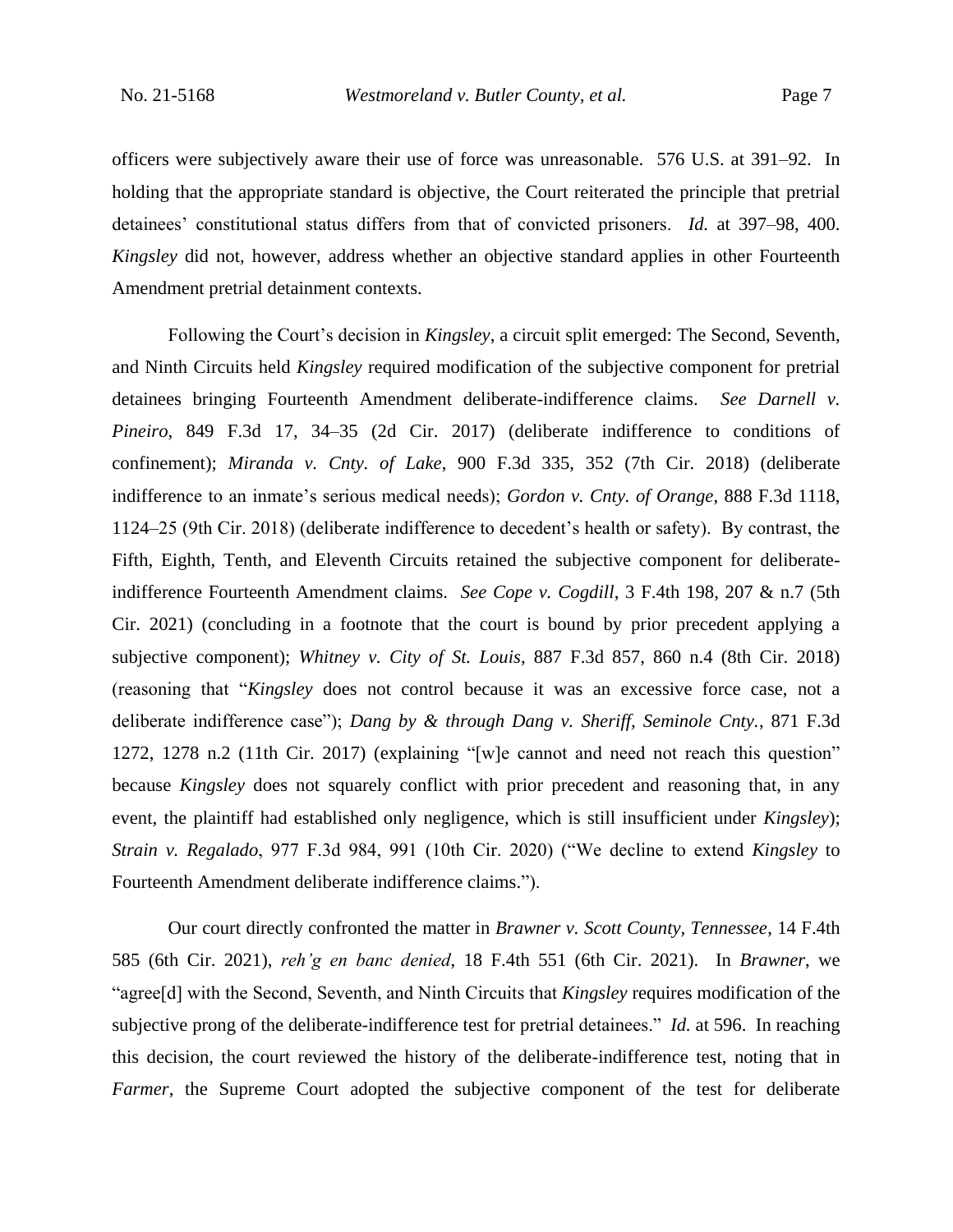officers were subjectively aware their use of force was unreasonable. 576 U.S. at 391–92. In holding that the appropriate standard is objective, the Court reiterated the principle that pretrial detainees' constitutional status differs from that of convicted prisoners. *Id.* at 397–98, 400. *Kingsley* did not, however, address whether an objective standard applies in other Fourteenth Amendment pretrial detainment contexts.

Following the Court's decision in *Kingsley*, a circuit split emerged: The Second, Seventh, and Ninth Circuits held *Kingsley* required modification of the subjective component for pretrial detainees bringing Fourteenth Amendment deliberate-indifference claims. *See Darnell v. Pineiro*, 849 F.3d 17, 34–35 (2d Cir. 2017) (deliberate indifference to conditions of confinement); *Miranda v. Cnty. of Lake*, 900 F.3d 335, 352 (7th Cir. 2018) (deliberate indifference to an inmate's serious medical needs); *Gordon v. Cnty. of Orange*, 888 F.3d 1118, 1124–25 (9th Cir. 2018) (deliberate indifference to decedent's health or safety). By contrast, the Fifth, Eighth, Tenth, and Eleventh Circuits retained the subjective component for deliberate-indifference Fourteenth Amendment claims. *See Cope v. Cogdill*, 3 F.4th 198, 207 & n.7 (5th Cir. 2021) (concluding in a footnote that the court is bound by prior precedent applying a subjective component); *Whitney v. City of St. Louis*, 887 F.3d 857, 860 n.4 (8th Cir. 2018) (reasoning that "*Kingsley* does not control because it was an excessive force case, not a deliberate indifference case"); *Dang by & through Dang v. Sheriff, Seminole Cnty.*, 871 F.3d 1272, 1278 n.2 (11th Cir. 2017) (explaining "[w]e cannot and need not reach this question" because *Kingsley* does not squarely conflict with prior precedent and reasoning that, in any event, the plaintiff had established only negligence, which is still insufficient under *Kingsley*); *Strain v. Regalado*, 977 F.3d 984, 991 (10th Cir. 2020) ("We decline to extend *Kingsley* to Fourteenth Amendment deliberate indifference claims.").

Our court directly confronted the matter in *Brawner v. Scott County, Tennessee*, 14 F.4th 585 (6th Cir. 2021), *reh'g en banc denied*, 18 F.4th 551 (6th Cir. 2021). In *Brawner*, we "agree[d] with the Second, Seventh, and Ninth Circuits that *Kingsley* requires modification of the subjective prong of the deliberate-indifference test for pretrial detainees." *Id.* at 596. In reaching this decision, the court reviewed the history of the deliberate-indifference test, noting that in *Farmer*, the Supreme Court adopted the subjective component of the test for deliberate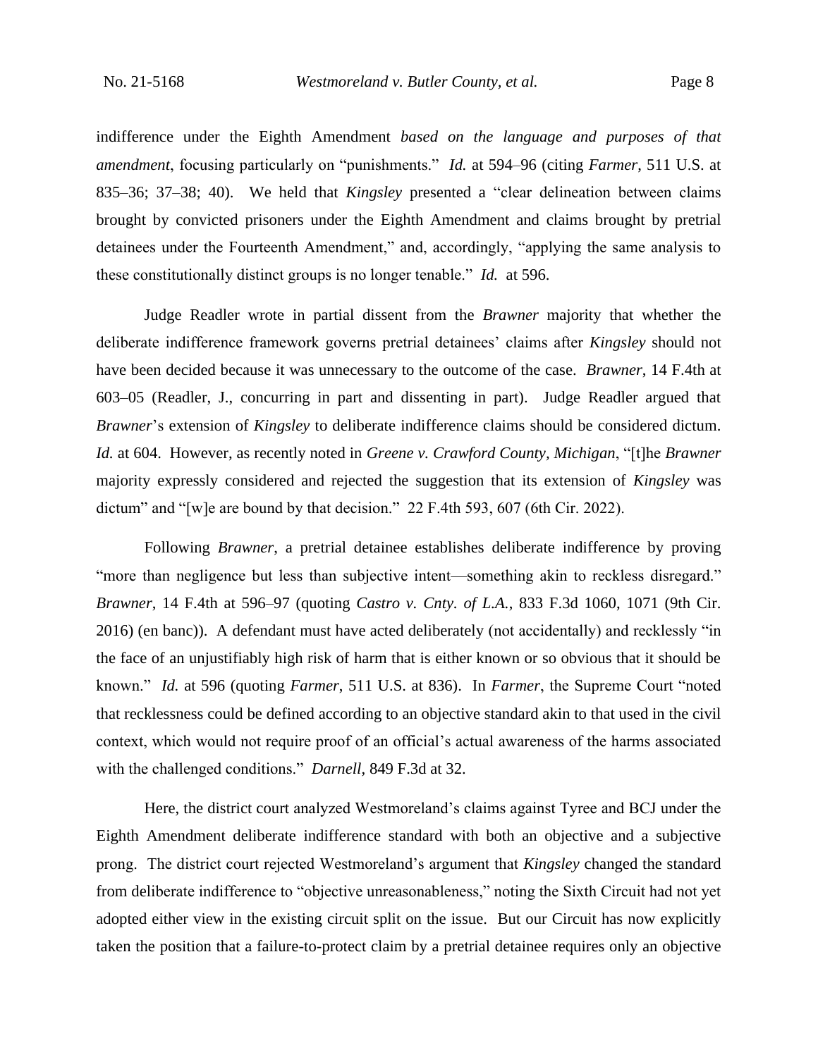indifference under the Eighth Amendment *based on the language and purposes of that amendment*, focusing particularly on "punishments." *Id.* at 594–96 (citing *Farmer*, 511 U.S. at 835–36; 37–38; 40). We held that *Kingsley* presented a "clear delineation between claims brought by convicted prisoners under the Eighth Amendment and claims brought by pretrial detainees under the Fourteenth Amendment," and, accordingly, "applying the same analysis to these constitutionally distinct groups is no longer tenable." *Id.* at 596.

Judge Readler wrote in partial dissent from the *Brawner* majority that whether the deliberate indifference framework governs pretrial detainees' claims after *Kingsley* should not have been decided because it was unnecessary to the outcome of the case. *Brawner*, 14 F.4th at 603–05 (Readler, J., concurring in part and dissenting in part). Judge Readler argued that *Brawner*'s extension of *Kingsley* to deliberate indifference claims should be considered dictum. *Id.* at 604. However, as recently noted in *Greene v. Crawford County, Michigan*, "[t]he *Brawner* majority expressly considered and rejected the suggestion that its extension of *Kingsley* was dictum" and "[w]e are bound by that decision." 22 F.4th 593, 607 (6th Cir. 2022).

Following *Brawner*, a pretrial detainee establishes deliberate indifference by proving "more than negligence but less than subjective intent—something akin to reckless disregard." *Brawner*, 14 F.4th at 596–97 (quoting *Castro v. Cnty. of L.A.*, 833 F.3d 1060, 1071 (9th Cir. 2016) (en banc)). A defendant must have acted deliberately (not accidentally) and recklessly "in the face of an unjustifiably high risk of harm that is either known or so obvious that it should be known." *Id.* at 596 (quoting *Farmer*, 511 U.S. at 836). In *Farmer*, the Supreme Court "noted that recklessness could be defined according to an objective standard akin to that used in the civil context, which would not require proof of an official's actual awareness of the harms associated with the challenged conditions." *Darnell*, 849 F.3d at 32.

Here, the district court analyzed Westmoreland's claims against Tyree and BCJ under the Eighth Amendment deliberate indifference standard with both an objective and a subjective prong. The district court rejected Westmoreland's argument that *Kingsley* changed the standard from deliberate indifference to "objective unreasonableness," noting the Sixth Circuit had not yet adopted either view in the existing circuit split on the issue. But our Circuit has now explicitly taken the position that a failure-to-protect claim by a pretrial detainee requires only an objective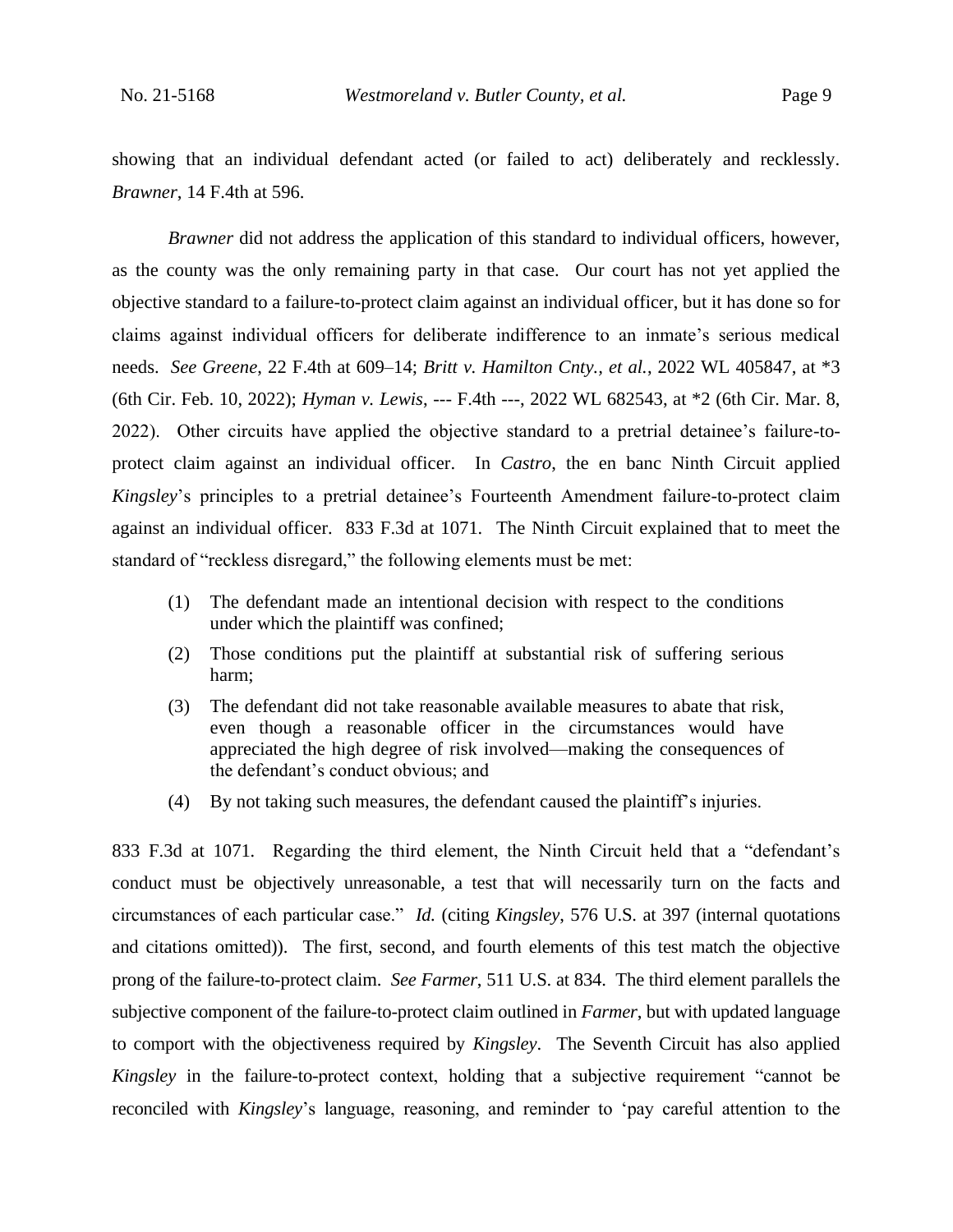showing that an individual defendant acted (or failed to act) deliberately and recklessly. *Brawner*, 14 F.4th at 596.

*Brawner* did not address the application of this standard to individual officers, however, as the county was the only remaining party in that case. Our court has not yet applied the objective standard to a failure-to-protect claim against an individual officer, but it has done so for claims against individual officers for deliberate indifference to an inmate's serious medical needs. *See Greene*, 22 F.4th at 609–14; *Britt v. Hamilton Cnty., et al.*, 2022 WL 405847, at *3 (6th Cir. Feb. 10, 2022); *Hyman v. Lewis*, --- F.4th ---, 2022 WL 682543, at *2 (6th Cir. Mar. 8, 2022). Other circuits have applied the objective standard to a pretrial detainee's failure-to-protect claim against an individual officer. In *Castro*, the en banc Ninth Circuit applied *Kingsley*'s principles to a pretrial detainee's Fourteenth Amendment failure-to-protect claim against an individual officer. 833 F.3d at 1071. The Ninth Circuit explained that to meet the standard of "reckless disregard," the following elements must be met:

> (1) The defendant made an intentional decision with respect to the conditions under which the plaintiff was confined;
>
> (2) Those conditions put the plaintiff at substantial risk of suffering serious harm;
>
> (3) The defendant did not take reasonable available measures to abate that risk, even though a reasonable officer in the circumstances would have appreciated the high degree of risk involved—making the consequences of the defendant's conduct obvious; and
>
> (4) By not taking such measures, the defendant caused the plaintiff's injuries.

833 F.3d at 1071. Regarding the third element, the Ninth Circuit held that a "defendant's conduct must be objectively unreasonable, a test that will necessarily turn on the facts and circumstances of each particular case." *Id.* (citing *Kingsley*, 576 U.S. at 397 (internal quotations and citations omitted)). The first, second, and fourth elements of this test match the objective prong of the failure-to-protect claim. *See Farmer*, 511 U.S. at 834. The third element parallels the subjective component of the failure-to-protect claim outlined in *Farmer*, but with updated language to comport with the objectiveness required by *Kingsley*. The Seventh Circuit has also applied *Kingsley* in the failure-to-protect context, holding that a subjective requirement "cannot be reconciled with *Kingsley*'s language, reasoning, and reminder to 'pay careful attention to the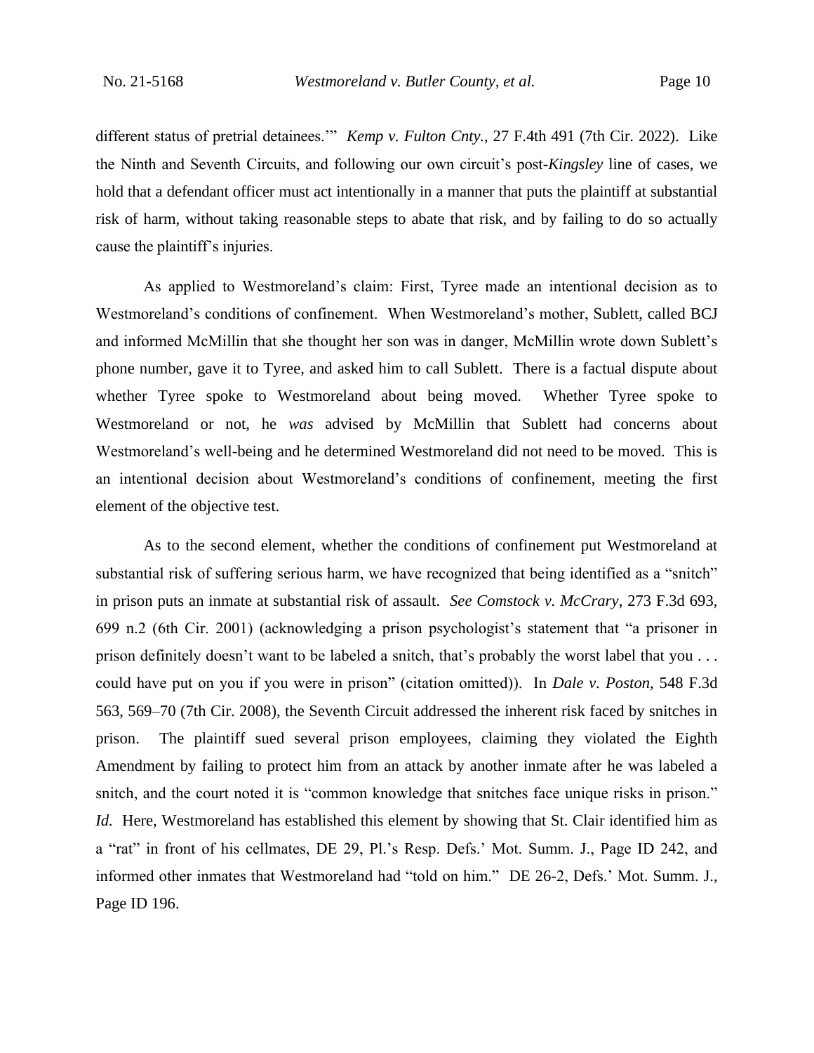different status of pretrial detainees.'" *Kemp v. Fulton Cnty.*, 27 F.4th 491 (7th Cir. 2022). Like the Ninth and Seventh Circuits, and following our own circuit's post-*Kingsley* line of cases, we hold that a defendant officer must act intentionally in a manner that puts the plaintiff at substantial risk of harm, without taking reasonable steps to abate that risk, and by failing to do so actually cause the plaintiff's injuries.

As applied to Westmoreland's claim: First, Tyree made an intentional decision as to Westmoreland's conditions of confinement. When Westmoreland's mother, Sublett, called BCJ and informed McMillin that she thought her son was in danger, McMillin wrote down Sublett's phone number, gave it to Tyree, and asked him to call Sublett. There is a factual dispute about whether Tyree spoke to Westmoreland about being moved. Whether Tyree spoke to Westmoreland or not, he *was* advised by McMillin that Sublett had concerns about Westmoreland's well-being and he determined Westmoreland did not need to be moved. This is an intentional decision about Westmoreland's conditions of confinement, meeting the first element of the objective test.

As to the second element, whether the conditions of confinement put Westmoreland at substantial risk of suffering serious harm, we have recognized that being identified as a "snitch" in prison puts an inmate at substantial risk of assault. *See Comstock v. McCrary*, 273 F.3d 693, 699 n.2 (6th Cir. 2001) (acknowledging a prison psychologist's statement that "a prisoner in prison definitely doesn't want to be labeled a snitch, that's probably the worst label that you . . . could have put on you if you were in prison" (citation omitted)). In *Dale v. Poston*, 548 F.3d 563, 569–70 (7th Cir. 2008), the Seventh Circuit addressed the inherent risk faced by snitches in prison. The plaintiff sued several prison employees, claiming they violated the Eighth Amendment by failing to protect him from an attack by another inmate after he was labeled a snitch, and the court noted it is "common knowledge that snitches face unique risks in prison." *Id.* Here, Westmoreland has established this element by showing that St. Clair identified him as a "rat" in front of his cellmates, DE 29, Pl.'s Resp. Defs.' Mot. Summ. J., Page ID 242, and informed other inmates that Westmoreland had "told on him." DE 26-2, Defs.' Mot. Summ. J., Page ID 196.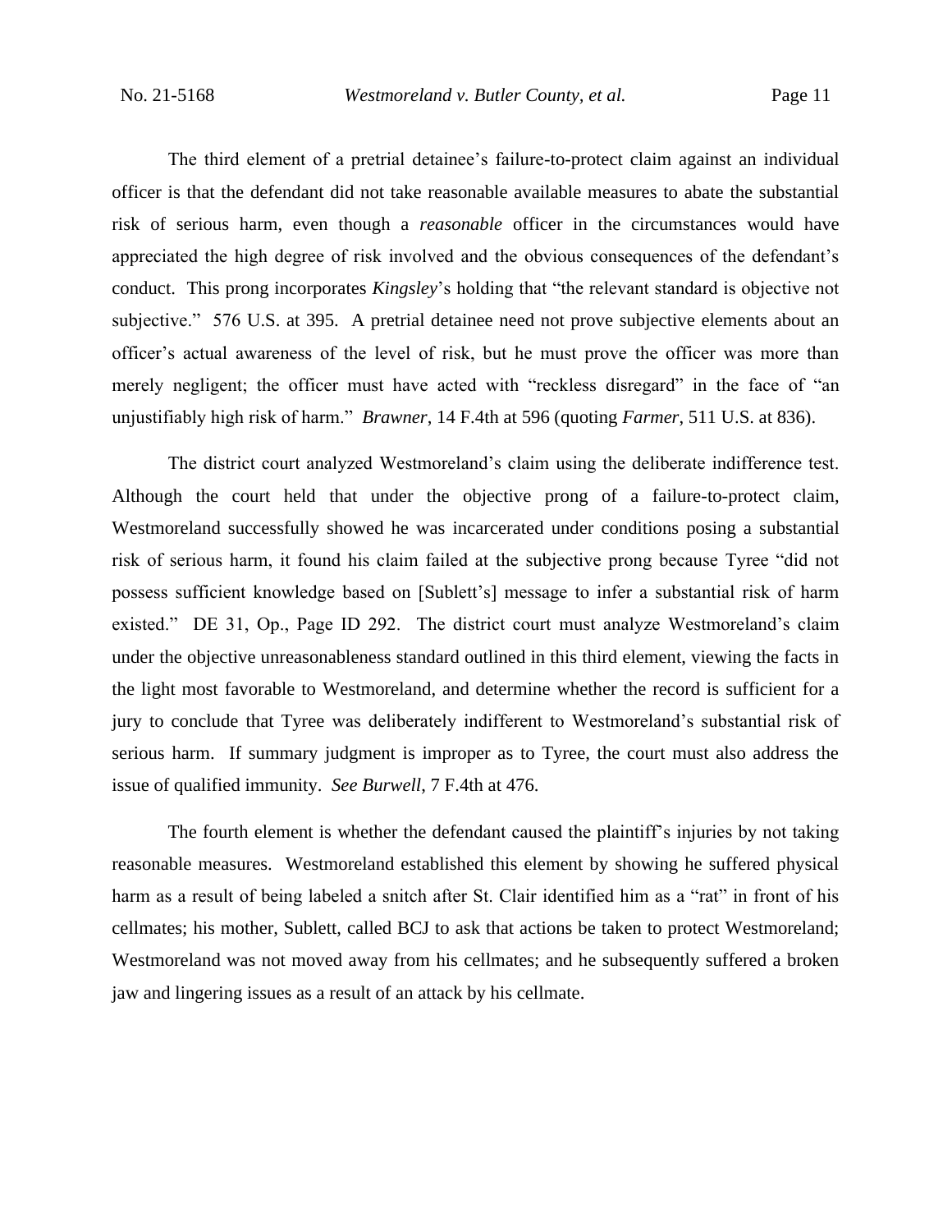The third element of a pretrial detainee's failure-to-protect claim against an individual officer is that the defendant did not take reasonable available measures to abate the substantial risk of serious harm, even though a *reasonable* officer in the circumstances would have appreciated the high degree of risk involved and the obvious consequences of the defendant's conduct. This prong incorporates *Kingsley*'s holding that "the relevant standard is objective not subjective." 576 U.S. at 395. A pretrial detainee need not prove subjective elements about an officer's actual awareness of the level of risk, but he must prove the officer was more than merely negligent; the officer must have acted with "reckless disregard" in the face of "an unjustifiably high risk of harm." *Brawner*, 14 F.4th at 596 (quoting *Farmer*, 511 U.S. at 836).

The district court analyzed Westmoreland's claim using the deliberate indifference test. Although the court held that under the objective prong of a failure-to-protect claim, Westmoreland successfully showed he was incarcerated under conditions posing a substantial risk of serious harm, it found his claim failed at the subjective prong because Tyree "did not possess sufficient knowledge based on [Sublett's] message to infer a substantial risk of harm existed." DE 31, Op., Page ID 292. The district court must analyze Westmoreland's claim under the objective unreasonableness standard outlined in this third element, viewing the facts in the light most favorable to Westmoreland, and determine whether the record is sufficient for a jury to conclude that Tyree was deliberately indifferent to Westmoreland's substantial risk of serious harm. If summary judgment is improper as to Tyree, the court must also address the issue of qualified immunity. *See Burwell*, 7 F.4th at 476.

The fourth element is whether the defendant caused the plaintiff's injuries by not taking reasonable measures. Westmoreland established this element by showing he suffered physical harm as a result of being labeled a snitch after St. Clair identified him as a "rat" in front of his cellmates; his mother, Sublett, called BCJ to ask that actions be taken to protect Westmoreland; Westmoreland was not moved away from his cellmates; and he subsequently suffered a broken jaw and lingering issues as a result of an attack by his cellmate.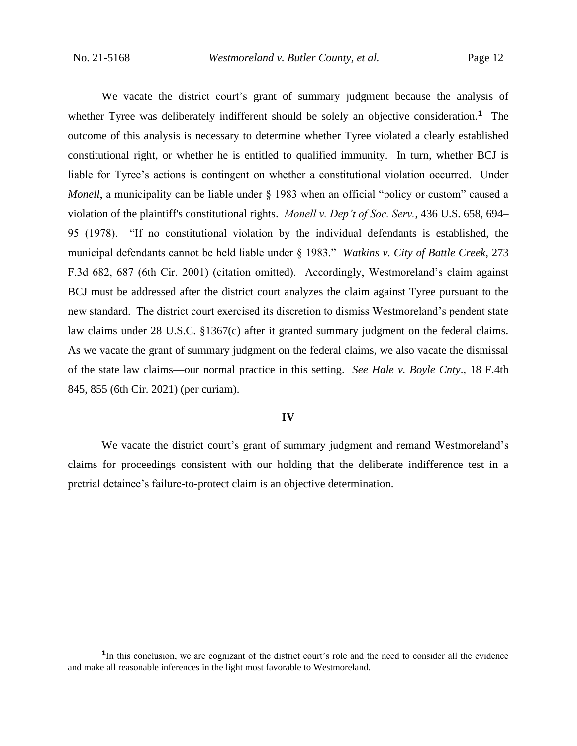We vacate the district court's grant of summary judgment because the analysis of whether Tyree was deliberately indifferent should be solely an objective consideration.[1] The outcome of this analysis is necessary to determine whether Tyree violated a clearly established constitutional right, or whether he is entitled to qualified immunity. In turn, whether BCJ is liable for Tyree's actions is contingent on whether a constitutional violation occurred. Under *Monell*, a municipality can be liable under § 1983 when an official "policy or custom" caused a violation of the plaintiff's constitutional rights. *Monell v. Dep't of Soc. Serv.*, 436 U.S. 658, 694–95 (1978). "If no constitutional violation by the individual defendants is established, the municipal defendants cannot be held liable under § 1983." *Watkins v. City of Battle Creek*, 273 F.3d 682, 687 (6th Cir. 2001) (citation omitted). Accordingly, Westmoreland's claim against BCJ must be addressed after the district court analyzes the claim against Tyree pursuant to the new standard. The district court exercised its discretion to dismiss Westmoreland's pendent state law claims under 28 U.S.C. §1367(c) after it granted summary judgment on the federal claims. As we vacate the grant of summary judgment on the federal claims, we also vacate the dismissal of the state law claims—our normal practice in this setting. *See Hale v. Boyle Cnty*., 18 F.4th 845, 855 (6th Cir. 2021) (per curiam).

## IV

We vacate the district court's grant of summary judgment and remand Westmoreland's claims for proceedings consistent with our holding that the deliberate indifference test in a pretrial detainee's failure-to-protect claim is an objective determination.

[1] In this conclusion, we are cognizant of the district court's role and the need to consider all the evidence and make all reasonable inferences in the light most favorable to Westmoreland.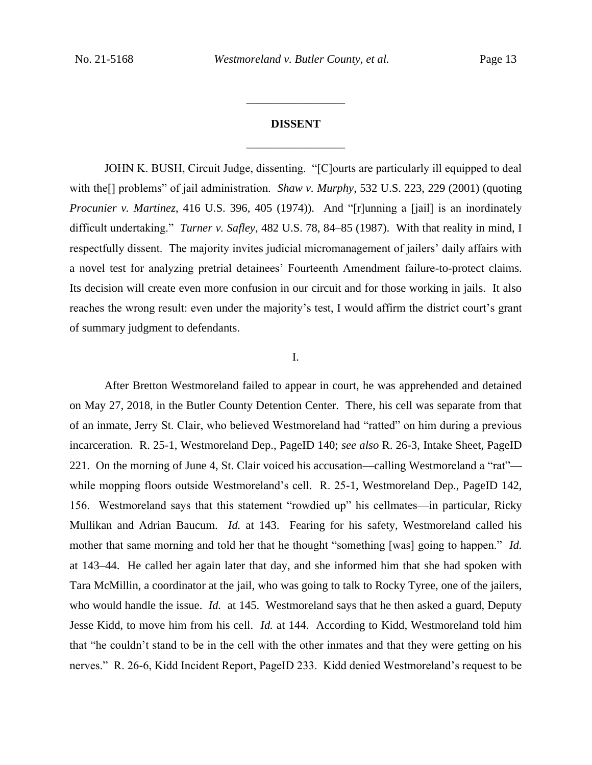---

**DISSENT**

---

JOHN K. BUSH, Circuit Judge, dissenting. "[C]ourts are particularly ill equipped to deal with the[] problems" of jail administration. *Shaw v. Murphy*, 532 U.S. 223, 229 (2001) (quoting *Procunier v. Martinez*, 416 U.S. 396, 405 (1974)). And "[r]unning a [jail] is an inordinately difficult undertaking." *Turner v. Safley*, 482 U.S. 78, 84–85 (1987). With that reality in mind, I respectfully dissent. The majority invites judicial micromanagement of jailers' daily affairs with a novel test for analyzing pretrial detainees' Fourteenth Amendment failure-to-protect claims. Its decision will create even more confusion in our circuit and for those working in jails. It also reaches the wrong result: even under the majority's test, I would affirm the district court's grant of summary judgment to defendants.

I.

After Bretton Westmoreland failed to appear in court, he was apprehended and detained on May 27, 2018, in the Butler County Detention Center. There, his cell was separate from that of an inmate, Jerry St. Clair, who believed Westmoreland had "ratted" on him during a previous incarceration. R. 25-1, Westmoreland Dep., PageID 140; *see also* R. 26-3, Intake Sheet, PageID 221. On the morning of June 4, St. Clair voiced his accusation—calling Westmoreland a "rat"—while mopping floors outside Westmoreland's cell. R. 25-1, Westmoreland Dep., PageID 142, 156. Westmoreland says that this statement "rowdied up" his cellmates—in particular, Ricky Mullikan and Adrian Baucum. *Id.* at 143. Fearing for his safety, Westmoreland called his mother that same morning and told her that he thought "something [was] going to happen." *Id.* at 143–44. He called her again later that day, and she informed him that she had spoken with Tara McMillin, a coordinator at the jail, who was going to talk to Rocky Tyree, one of the jailers, who would handle the issue. *Id.* at 145. Westmoreland says that he then asked a guard, Deputy Jesse Kidd, to move him from his cell. *Id.* at 144. According to Kidd, Westmoreland told him that "he couldn't stand to be in the cell with the other inmates and that they were getting on his nerves." R. 26-6, Kidd Incident Report, PageID 233. Kidd denied Westmoreland's request to be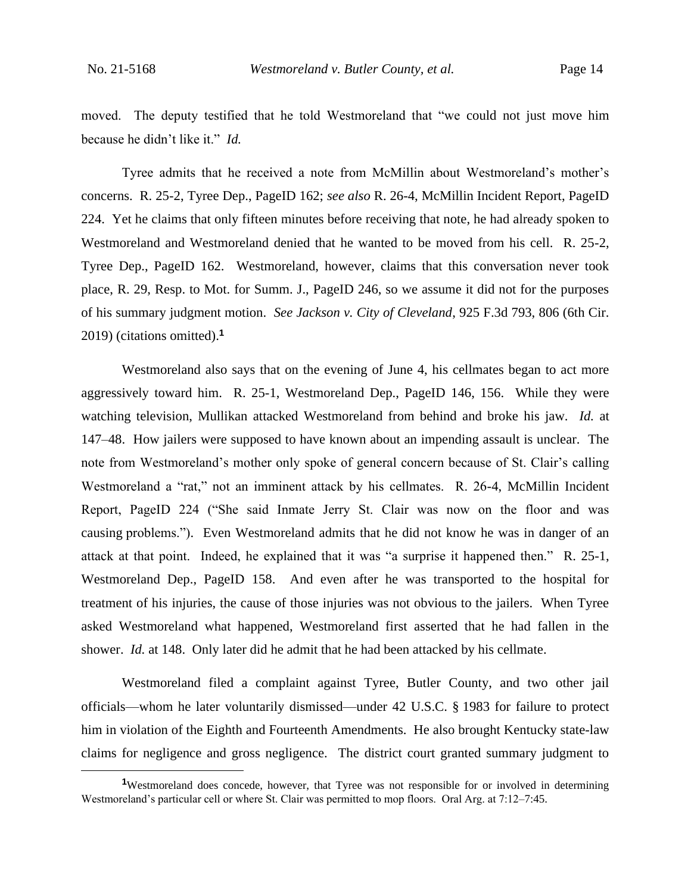moved. The deputy testified that he told Westmoreland that "we could not just move him because he didn't like it." *Id.*

Tyree admits that he received a note from McMillin about Westmoreland's mother's concerns. R. 25-2, Tyree Dep., PageID 162; *see also* R. 26-4, McMillin Incident Report, PageID 224. Yet he claims that only fifteen minutes before receiving that note, he had already spoken to Westmoreland and Westmoreland denied that he wanted to be moved from his cell. R. 25-2, Tyree Dep., PageID 162. Westmoreland, however, claims that this conversation never took place, R. 29, Resp. to Mot. for Summ. J., PageID 246, so we assume it did not for the purposes of his summary judgment motion. *See Jackson v. City of Cleveland*, 925 F.3d 793, 806 (6th Cir. 2019) (citations omitted).[1]

Westmoreland also says that on the evening of June 4, his cellmates began to act more aggressively toward him. R. 25-1, Westmoreland Dep., PageID 146, 156. While they were watching television, Mullikan attacked Westmoreland from behind and broke his jaw. *Id.* at 147–48. How jailers were supposed to have known about an impending assault is unclear. The note from Westmoreland's mother only spoke of general concern because of St. Clair's calling Westmoreland a "rat," not an imminent attack by his cellmates. R. 26-4, McMillin Incident Report, PageID 224 ("She said Inmate Jerry St. Clair was now on the floor and was causing problems."). Even Westmoreland admits that he did not know he was in danger of an attack at that point. Indeed, he explained that it was "a surprise it happened then." R. 25-1, Westmoreland Dep., PageID 158. And even after he was transported to the hospital for treatment of his injuries, the cause of those injuries was not obvious to the jailers. When Tyree asked Westmoreland what happened, Westmoreland first asserted that he had fallen in the shower. *Id.* at 148. Only later did he admit that he had been attacked by his cellmate.

Westmoreland filed a complaint against Tyree, Butler County, and two other jail officials—whom he later voluntarily dismissed—under 42 U.S.C. § 1983 for failure to protect him in violation of the Eighth and Fourteenth Amendments. He also brought Kentucky state-law claims for negligence and gross negligence. The district court granted summary judgment to

[1] Westmoreland does concede, however, that Tyree was not responsible for or involved in determining Westmoreland's particular cell or where St. Clair was permitted to mop floors. Oral Arg. at 7:12–7:45.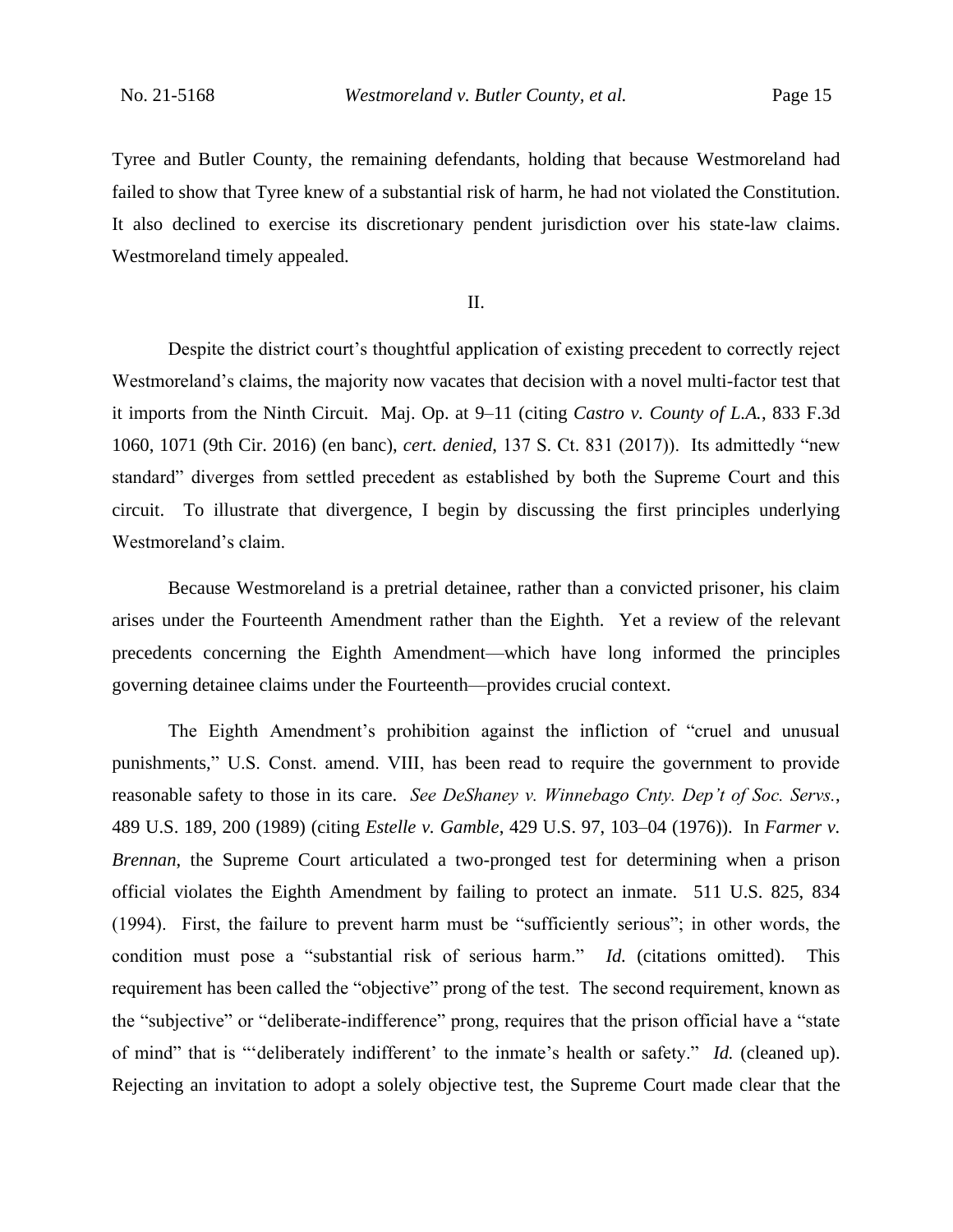Tyree and Butler County, the remaining defendants, holding that because Westmoreland had failed to show that Tyree knew of a substantial risk of harm, he had not violated the Constitution. It also declined to exercise its discretionary pendent jurisdiction over his state-law claims. Westmoreland timely appealed.

II.

Despite the district court's thoughtful application of existing precedent to correctly reject Westmoreland's claims, the majority now vacates that decision with a novel multi-factor test that it imports from the Ninth Circuit. Maj. Op. at 9–11 (citing *Castro v. County of L.A.*, 833 F.3d 1060, 1071 (9th Cir. 2016) (en banc), *cert. denied*, 137 S. Ct. 831 (2017)). Its admittedly "new standard" diverges from settled precedent as established by both the Supreme Court and this circuit. To illustrate that divergence, I begin by discussing the first principles underlying Westmoreland's claim.

Because Westmoreland is a pretrial detainee, rather than a convicted prisoner, his claim arises under the Fourteenth Amendment rather than the Eighth. Yet a review of the relevant precedents concerning the Eighth Amendment—which have long informed the principles governing detainee claims under the Fourteenth—provides crucial context.

The Eighth Amendment's prohibition against the infliction of "cruel and unusual punishments," U.S. Const. amend. VIII, has been read to require the government to provide reasonable safety to those in its care. *See DeShaney v. Winnebago Cnty. Dep't of Soc. Servs.*, 489 U.S. 189, 200 (1989) (citing *Estelle v. Gamble*, 429 U.S. 97, 103–04 (1976)). In *Farmer v. Brennan*, the Supreme Court articulated a two-pronged test for determining when a prison official violates the Eighth Amendment by failing to protect an inmate. 511 U.S. 825, 834 (1994). First, the failure to prevent harm must be "sufficiently serious"; in other words, the condition must pose a "substantial risk of serious harm." *Id.* (citations omitted). This requirement has been called the "objective" prong of the test. The second requirement, known as the "subjective" or "deliberate-indifference" prong, requires that the prison official have a "state of mind" that is "'deliberately indifferent' to the inmate's health or safety." *Id.* (cleaned up). Rejecting an invitation to adopt a solely objective test, the Supreme Court made clear that the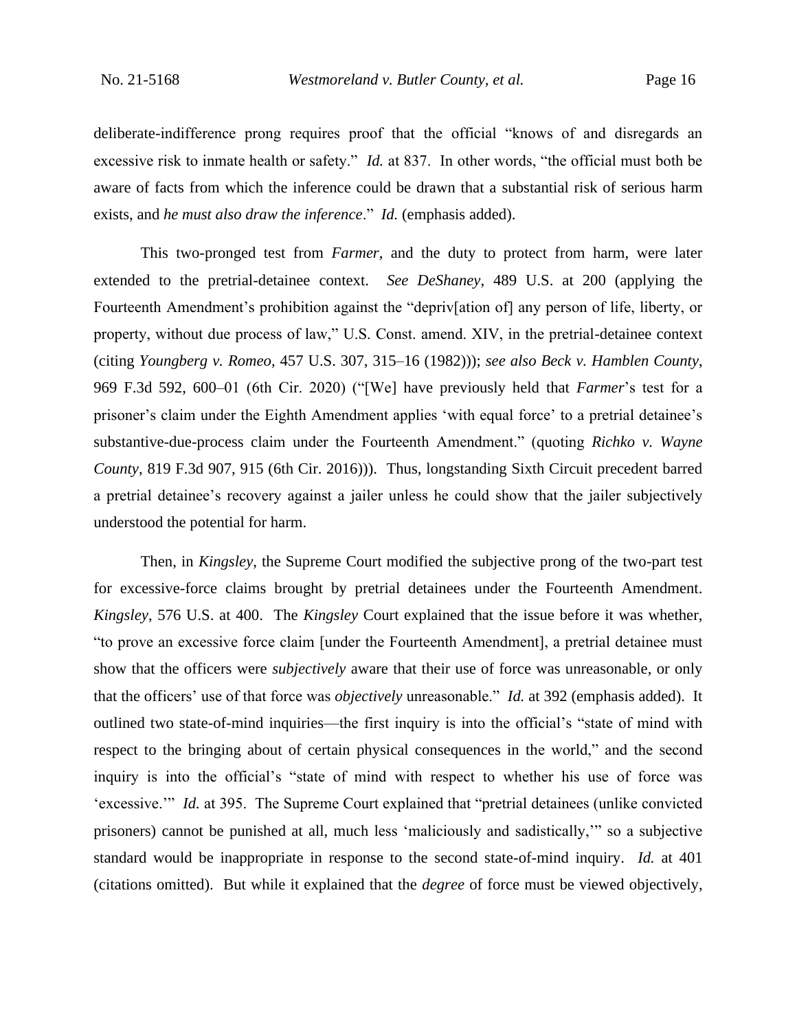deliberate-indifference prong requires proof that the official "knows of and disregards an excessive risk to inmate health or safety." *Id.* at 837. In other words, "the official must both be aware of facts from which the inference could be drawn that a substantial risk of serious harm exists, and *he must also draw the inference*." *Id.* (emphasis added).

This two-pronged test from *Farmer*, and the duty to protect from harm, were later extended to the pretrial-detainee context. *See DeShaney*, 489 U.S. at 200 (applying the Fourteenth Amendment's prohibition against the "depriv[ation of] any person of life, liberty, or property, without due process of law," U.S. Const. amend. XIV, in the pretrial-detainee context (citing *Youngberg v. Romeo*, 457 U.S. 307, 315–16 (1982))); *see also Beck v. Hamblen County*, 969 F.3d 592, 600–01 (6th Cir. 2020) ("[We] have previously held that *Farmer*'s test for a prisoner's claim under the Eighth Amendment applies 'with equal force' to a pretrial detainee's substantive-due-process claim under the Fourteenth Amendment." (quoting *Richko v. Wayne County*, 819 F.3d 907, 915 (6th Cir. 2016))). Thus, longstanding Sixth Circuit precedent barred a pretrial detainee's recovery against a jailer unless he could show that the jailer subjectively understood the potential for harm.

Then, in *Kingsley*, the Supreme Court modified the subjective prong of the two-part test for excessive-force claims brought by pretrial detainees under the Fourteenth Amendment. *Kingsley*, 576 U.S. at 400. The *Kingsley* Court explained that the issue before it was whether, "to prove an excessive force claim [under the Fourteenth Amendment], a pretrial detainee must show that the officers were *subjectively* aware that their use of force was unreasonable, or only that the officers' use of that force was *objectively* unreasonable." *Id.* at 392 (emphasis added). It outlined two state-of-mind inquiries—the first inquiry is into the official's "state of mind with respect to the bringing about of certain physical consequences in the world," and the second inquiry is into the official's "state of mind with respect to whether his use of force was 'excessive.'" *Id.* at 395. The Supreme Court explained that "pretrial detainees (unlike convicted prisoners) cannot be punished at all, much less 'maliciously and sadistically,'" so a subjective standard would be inappropriate in response to the second state-of-mind inquiry. *Id.* at 401 (citations omitted). But while it explained that the *degree* of force must be viewed objectively,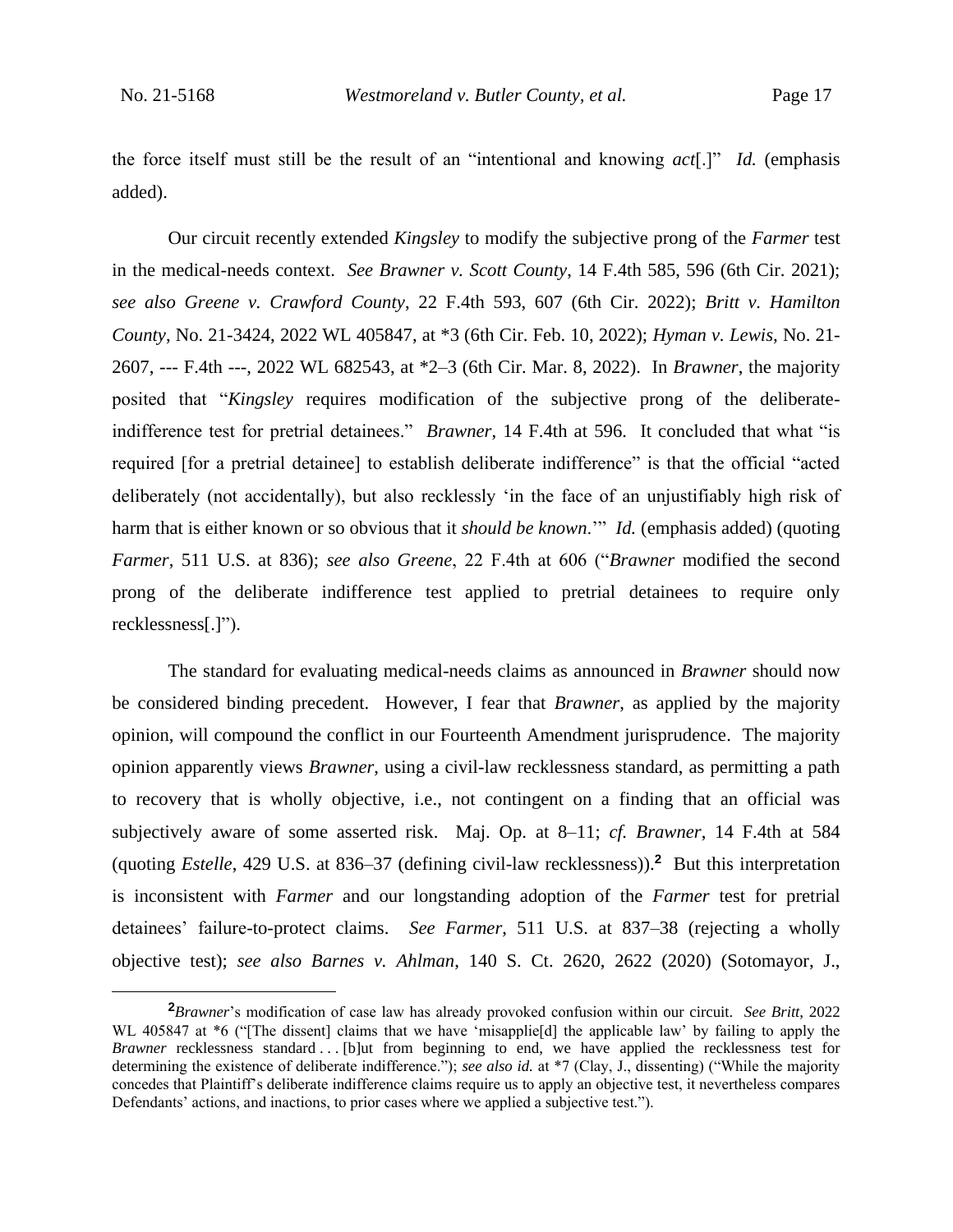the force itself must still be the result of an "intentional and knowing *act*[.]" *Id.* (emphasis added).

Our circuit recently extended *Kingsley* to modify the subjective prong of the *Farmer* test in the medical-needs context. *See Brawner v. Scott County*, 14 F.4th 585, 596 (6th Cir. 2021); *see also Greene v. Crawford County*, 22 F.4th 593, 607 (6th Cir. 2022); *Britt v. Hamilton County*, No. 21-3424, 2022 WL 405847, at *3 (6th Cir. Feb. 10, 2022); *Hyman v. Lewis*, No. 21-2607, --- F.4th ---, 2022 WL 682543, at *2–3 (6th Cir. Mar. 8, 2022). In *Brawner*, the majority posited that "*Kingsley* requires modification of the subjective prong of the deliberate-indifference test for pretrial detainees." *Brawner*, 14 F.4th at 596. It concluded that what "is required [for a pretrial detainee] to establish deliberate indifference" is that the official "acted deliberately (not accidentally), but also recklessly 'in the face of an unjustifiably high risk of harm that is either known or so obvious that it *should be known*.'" *Id.* (emphasis added) (quoting *Farmer*, 511 U.S. at 836); *see also Greene*, 22 F.4th at 606 ("*Brawner* modified the second prong of the deliberate indifference test applied to pretrial detainees to require only recklessness[.]").

The standard for evaluating medical-needs claims as announced in *Brawner* should now be considered binding precedent. However, I fear that *Brawner*, as applied by the majority opinion, will compound the conflict in our Fourteenth Amendment jurisprudence. The majority opinion apparently views *Brawner*, using a civil-law recklessness standard, as permitting a path to recovery that is wholly objective, i.e., not contingent on a finding that an official was subjectively aware of some asserted risk. Maj. Op. at 8–11; *cf. Brawner*, 14 F.4th at 584 (quoting *Estelle*, 429 U.S. at 836–37 (defining civil-law recklessness)).[2] But this interpretation is inconsistent with *Farmer* and our longstanding adoption of the *Farmer* test for pretrial detainees' failure-to-protect claims. *See Farmer*, 511 U.S. at 837–38 (rejecting a wholly objective test); *see also Barnes v. Ahlman*, 140 S. Ct. 2620, 2622 (2020) (Sotomayor, J.,

---

[2]*Brawner*'s modification of case law has already provoked confusion within our circuit. *See Britt*, 2022 WL 405847 at *6 ("[The dissent] claims that we have 'misapplie[d] the applicable law' by failing to apply the *Brawner* recklessness standard . . . [b]ut from beginning to end, we have applied the recklessness test for determining the existence of deliberate indifference."); *see also id.* at *7 (Clay, J., dissenting) ("While the majority concedes that Plaintiff's deliberate indifference claims require us to apply an objective test, it nevertheless compares Defendants' actions, and inactions, to prior cases where we applied a subjective test.").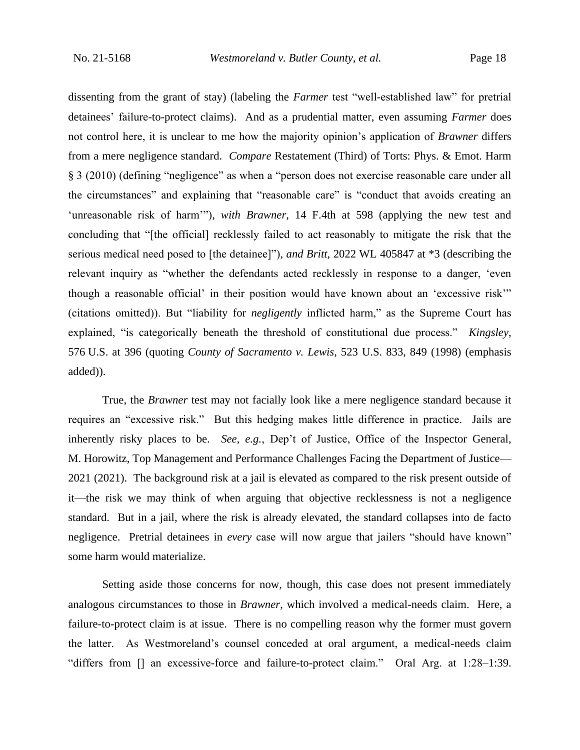dissenting from the grant of stay) (labeling the *Farmer* test "well-established law" for pretrial detainees' failure-to-protect claims). And as a prudential matter, even assuming *Farmer* does not control here, it is unclear to me how the majority opinion's application of *Brawner* differs from a mere negligence standard. *Compare* Restatement (Third) of Torts: Phys. & Emot. Harm § 3 (2010) (defining "negligence" as when a "person does not exercise reasonable care under all the circumstances" and explaining that "reasonable care" is "conduct that avoids creating an 'unreasonable risk of harm'"), *with Brawner*, 14 F.4th at 598 (applying the new test and concluding that "[the official] recklessly failed to act reasonably to mitigate the risk that the serious medical need posed to [the detainee]"), *and Britt*, 2022 WL 405847 at *3 (describing the relevant inquiry as "whether the defendants acted recklessly in response to a danger, 'even though a reasonable official' in their position would have known about an 'excessive risk'" (citations omitted)). But "liability for *negligently* inflicted harm," as the Supreme Court has explained, "is categorically beneath the threshold of constitutional due process." *Kingsley*, 576 U.S. at 396 (quoting *County of Sacramento v. Lewis*, 523 U.S. 833, 849 (1998) (emphasis added)).

True, the *Brawner* test may not facially look like a mere negligence standard because it requires an "excessive risk." But this hedging makes little difference in practice. Jails are inherently risky places to be. *See, e.g.*, Dep't of Justice, Office of the Inspector General, M. Horowitz, Top Management and Performance Challenges Facing the Department of Justice—2021 (2021). The background risk at a jail is elevated as compared to the risk present outside of it—the risk we may think of when arguing that objective recklessness is not a negligence standard. But in a jail, where the risk is already elevated, the standard collapses into de facto negligence. Pretrial detainees in *every* case will now argue that jailers "should have known" some harm would materialize.

Setting aside those concerns for now, though, this case does not present immediately analogous circumstances to those in *Brawner*, which involved a medical-needs claim. Here, a failure-to-protect claim is at issue. There is no compelling reason why the former must govern the latter. As Westmoreland's counsel conceded at oral argument, a medical-needs claim "differs from [] an excessive-force and failure-to-protect claim." Oral Arg. at 1:28–1:39.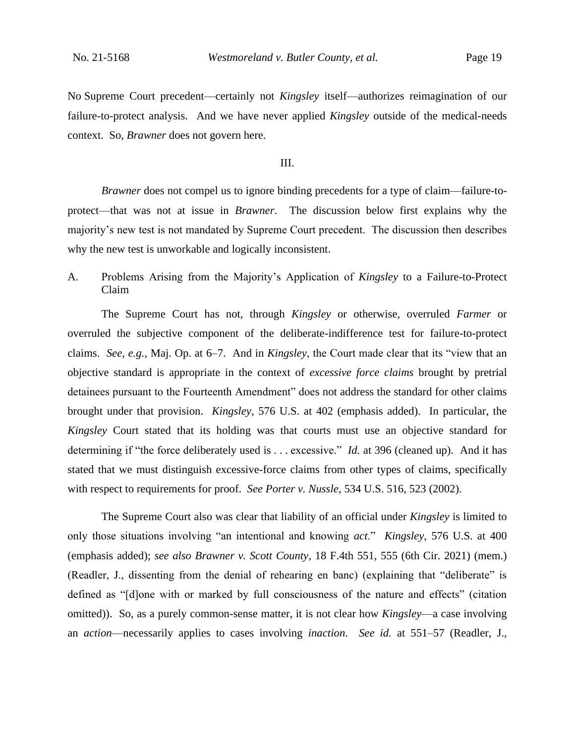No Supreme Court precedent—certainly not *Kingsley* itself—authorizes reimagination of our failure-to-protect analysis. And we have never applied *Kingsley* outside of the medical-needs context. So, *Brawner* does not govern here.

## III.

*Brawner* does not compel us to ignore binding precedents for a type of claim—failure-to-protect—that was not at issue in *Brawner*. The discussion below first explains why the majority's new test is not mandated by Supreme Court precedent. The discussion then describes why the new test is unworkable and logically inconsistent.

### A. Problems Arising from the Majority's Application of *Kingsley* to a Failure-to-Protect Claim

The Supreme Court has not, through *Kingsley* or otherwise, overruled *Farmer* or overruled the subjective component of the deliberate-indifference test for failure-to-protect claims. *See, e.g.*, Maj. Op. at 6–7. And in *Kingsley*, the Court made clear that its "view that an objective standard is appropriate in the context of *excessive force claims* brought by pretrial detainees pursuant to the Fourteenth Amendment" does not address the standard for other claims brought under that provision. *Kingsley*, 576 U.S. at 402 (emphasis added). In particular, the *Kingsley* Court stated that its holding was that courts must use an objective standard for determining if "the force deliberately used is . . . excessive." *Id.* at 396 (cleaned up). And it has stated that we must distinguish excessive-force claims from other types of claims, specifically with respect to requirements for proof. *See Porter v. Nussle*, 534 U.S. 516, 523 (2002).

The Supreme Court also was clear that liability of an official under *Kingsley* is limited to only those situations involving "an intentional and knowing *act*." *Kingsley*, 576 U.S. at 400 (emphasis added); *see also Brawner v. Scott County*, 18 F.4th 551, 555 (6th Cir. 2021) (mem.) (Readler, J., dissenting from the denial of rehearing en banc) (explaining that "deliberate" is defined as "[d]one with or marked by full consciousness of the nature and effects" (citation omitted)). So, as a purely common-sense matter, it is not clear how *Kingsley*—a case involving an *action*—necessarily applies to cases involving *inaction*. *See id.* at 551–57 (Readler, J.,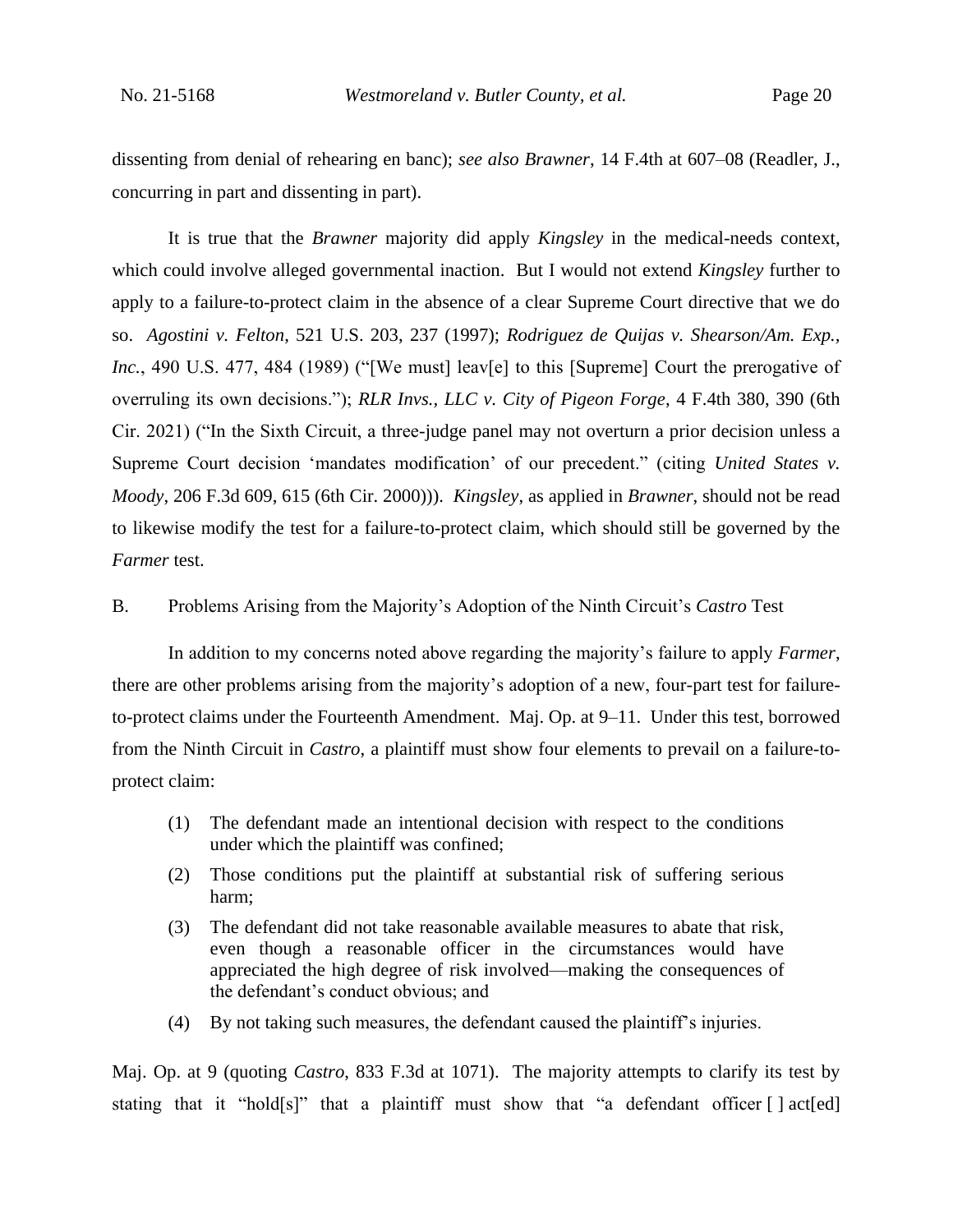dissenting from denial of rehearing en banc); *see also Brawner*, 14 F.4th at 607–08 (Readler, J., concurring in part and dissenting in part).

It is true that the *Brawner* majority did apply *Kingsley* in the medical-needs context, which could involve alleged governmental inaction. But I would not extend *Kingsley* further to apply to a failure-to-protect claim in the absence of a clear Supreme Court directive that we do so. *Agostini v. Felton*, 521 U.S. 203, 237 (1997); *Rodriguez de Quijas v. Shearson/Am. Exp., Inc.*, 490 U.S. 477, 484 (1989) ("[We must] leav[e] to this [Supreme] Court the prerogative of overruling its own decisions."); *RLR Invs., LLC v. City of Pigeon Forge*, 4 F.4th 380, 390 (6th Cir. 2021) ("In the Sixth Circuit, a three-judge panel may not overturn a prior decision unless a Supreme Court decision 'mandates modification' of our precedent." (citing *United States v. Moody*, 206 F.3d 609, 615 (6th Cir. 2000))). *Kingsley*, as applied in *Brawner*, should not be read to likewise modify the test for a failure-to-protect claim, which should still be governed by the *Farmer* test.

## B. Problems Arising from the Majority's Adoption of the Ninth Circuit's *Castro* Test

In addition to my concerns noted above regarding the majority's failure to apply *Farmer*, there are other problems arising from the majority's adoption of a new, four-part test for failure-to-protect claims under the Fourteenth Amendment. Maj. Op. at 9–11. Under this test, borrowed from the Ninth Circuit in *Castro*, a plaintiff must show four elements to prevail on a failure-to-protect claim:

> (1) The defendant made an intentional decision with respect to the conditions under which the plaintiff was confined;
>
> (2) Those conditions put the plaintiff at substantial risk of suffering serious harm;
>
> (3) The defendant did not take reasonable available measures to abate that risk, even though a reasonable officer in the circumstances would have appreciated the high degree of risk involved—making the consequences of the defendant's conduct obvious; and
>
> (4) By not taking such measures, the defendant caused the plaintiff's injuries.

Maj. Op. at 9 (quoting *Castro*, 833 F.3d at 1071). The majority attempts to clarify its test by stating that it "hold[s]" that a plaintiff must show that "a defendant officer [ ] act[ed]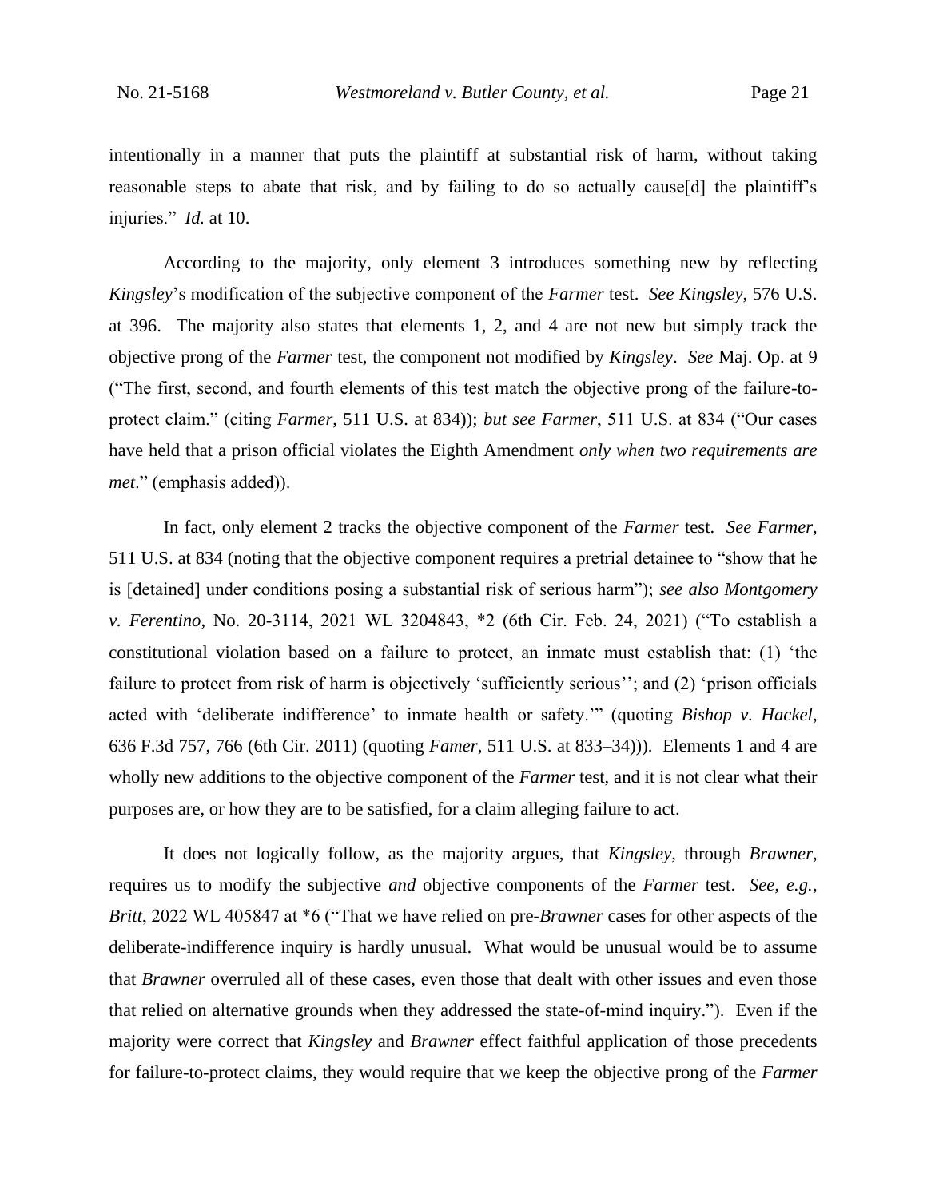intentionally in a manner that puts the plaintiff at substantial risk of harm, without taking reasonable steps to abate that risk, and by failing to do so actually cause[d] the plaintiff's injuries." *Id.* at 10.

According to the majority, only element 3 introduces something new by reflecting *Kingsley*'s modification of the subjective component of the *Farmer* test. *See Kingsley*, 576 U.S. at 396. The majority also states that elements 1, 2, and 4 are not new but simply track the objective prong of the *Farmer* test, the component not modified by *Kingsley*. *See* Maj. Op. at 9 ("The first, second, and fourth elements of this test match the objective prong of the failure-to-protect claim." (citing *Farmer*, 511 U.S. at 834)); *but see Farmer*, 511 U.S. at 834 ("Our cases have held that a prison official violates the Eighth Amendment *only when two requirements are met*." (emphasis added)).

In fact, only element 2 tracks the objective component of the *Farmer* test. *See Farmer*, 511 U.S. at 834 (noting that the objective component requires a pretrial detainee to "show that he is [detained] under conditions posing a substantial risk of serious harm"); *see also Montgomery v. Ferentino*, No. 20-3114, 2021 WL 3204843, *2 (6th Cir. Feb. 24, 2021) ("To establish a constitutional violation based on a failure to protect, an inmate must establish that: (1) 'the failure to protect from risk of harm is objectively 'sufficiently serious''; and (2) 'prison officials acted with 'deliberate indifference' to inmate health or safety.'" (quoting *Bishop v. Hackel*, 636 F.3d 757, 766 (6th Cir. 2011) (quoting *Famer*, 511 U.S. at 833–34))). Elements 1 and 4 are wholly new additions to the objective component of the *Farmer* test, and it is not clear what their purposes are, or how they are to be satisfied, for a claim alleging failure to act.

It does not logically follow, as the majority argues, that *Kingsley*, through *Brawner*, requires us to modify the subjective *and* objective components of the *Farmer* test. *See, e.g.*, *Britt*, 2022 WL 405847 at *6 ("That we have relied on pre-*Brawner* cases for other aspects of the deliberate-indifference inquiry is hardly unusual. What would be unusual would be to assume that *Brawner* overruled all of these cases, even those that dealt with other issues and even those that relied on alternative grounds when they addressed the state-of-mind inquiry."). Even if the majority were correct that *Kingsley* and *Brawner* effect faithful application of those precedents for failure-to-protect claims, they would require that we keep the objective prong of the *Farmer*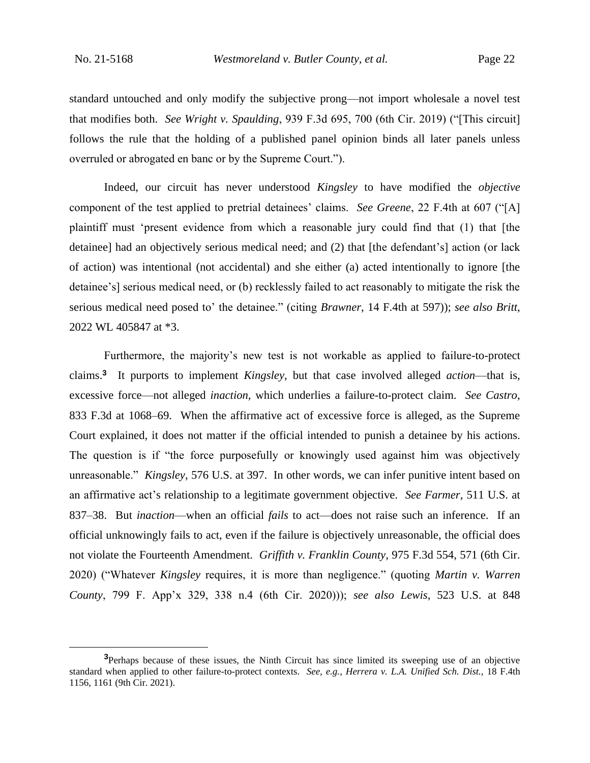standard untouched and only modify the subjective prong—not import wholesale a novel test that modifies both. *See Wright v. Spaulding*, 939 F.3d 695, 700 (6th Cir. 2019) ("[This circuit] follows the rule that the holding of a published panel opinion binds all later panels unless overruled or abrogated en banc or by the Supreme Court.").

Indeed, our circuit has never understood *Kingsley* to have modified the *objective* component of the test applied to pretrial detainees' claims. *See Greene*, 22 F.4th at 607 ("[A] plaintiff must 'present evidence from which a reasonable jury could find that (1) that [the detainee] had an objectively serious medical need; and (2) that [the defendant's] action (or lack of action) was intentional (not accidental) and she either (a) acted intentionally to ignore [the detainee's] serious medical need, or (b) recklessly failed to act reasonably to mitigate the risk the serious medical need posed to' the detainee." (citing *Brawner*, 14 F.4th at 597)); *see also Britt*, 2022 WL 405847 at \*3.

Furthermore, the majority's new test is not workable as applied to failure-to-protect claims.[3] It purports to implement *Kingsley*, but that case involved alleged *action*—that is, excessive force—not alleged *inaction*, which underlies a failure-to-protect claim. *See Castro*, 833 F.3d at 1068–69. When the affirmative act of excessive force is alleged, as the Supreme Court explained, it does not matter if the official intended to punish a detainee by his actions. The question is if "the force purposefully or knowingly used against him was objectively unreasonable." *Kingsley*, 576 U.S. at 397. In other words, we can infer punitive intent based on an affirmative act's relationship to a legitimate government objective. *See Farmer*, 511 U.S. at 837–38. But *inaction*—when an official *fails* to act—does not raise such an inference. If an official unknowingly fails to act, even if the failure is objectively unreasonable, the official does not violate the Fourteenth Amendment. *Griffith v. Franklin County*, 975 F.3d 554, 571 (6th Cir. 2020) ("Whatever *Kingsley* requires, it is more than negligence." (quoting *Martin v. Warren County*, 799 F. App'x 329, 338 n.4 (6th Cir. 2020))); *see also Lewis*, 523 U.S. at 848

[3]Perhaps because of these issues, the Ninth Circuit has since limited its sweeping use of an objective standard when applied to other failure-to-protect contexts. *See, e.g.*, *Herrera v. L.A. Unified Sch. Dist.*, 18 F.4th 1156, 1161 (9th Cir. 2021).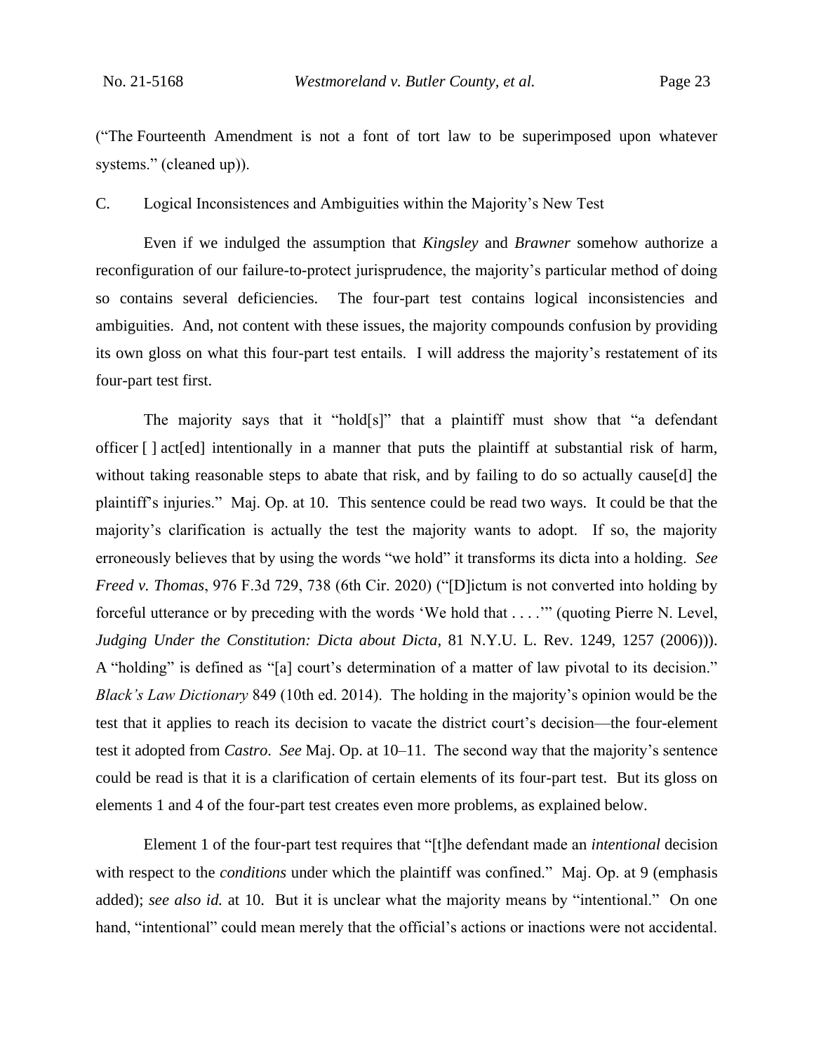("The Fourteenth Amendment is not a font of tort law to be superimposed upon whatever systems." (cleaned up)).

C. Logical Inconsistences and Ambiguities within the Majority's New Test

Even if we indulged the assumption that *Kingsley* and *Brawner* somehow authorize a reconfiguration of our failure-to-protect jurisprudence, the majority's particular method of doing so contains several deficiencies. The four-part test contains logical inconsistencies and ambiguities. And, not content with these issues, the majority compounds confusion by providing its own gloss on what this four-part test entails. I will address the majority's restatement of its four-part test first.

The majority says that it "hold[s]" that a plaintiff must show that "a defendant officer [ ] act[ed] intentionally in a manner that puts the plaintiff at substantial risk of harm, without taking reasonable steps to abate that risk, and by failing to do so actually cause[d] the plaintiff's injuries." Maj. Op. at 10. This sentence could be read two ways. It could be that the majority's clarification is actually the test the majority wants to adopt. If so, the majority erroneously believes that by using the words "we hold" it transforms its dicta into a holding. *See Freed v. Thomas*, 976 F.3d 729, 738 (6th Cir. 2020) ("[D]ictum is not converted into holding by forceful utterance or by preceding with the words 'We hold that . . . .'" (quoting Pierre N. Level, *Judging Under the Constitution: Dicta about Dicta*, 81 N.Y.U. L. Rev. 1249, 1257 (2006))). A "holding" is defined as "[a] court's determination of a matter of law pivotal to its decision." *Black's Law Dictionary* 849 (10th ed. 2014). The holding in the majority's opinion would be the test that it applies to reach its decision to vacate the district court's decision—the four-element test it adopted from *Castro*. *See* Maj. Op. at 10–11. The second way that the majority's sentence could be read is that it is a clarification of certain elements of its four-part test. But its gloss on elements 1 and 4 of the four-part test creates even more problems, as explained below.

Element 1 of the four-part test requires that "[t]he defendant made an *intentional* decision with respect to the *conditions* under which the plaintiff was confined." Maj. Op. at 9 (emphasis added); *see also id.* at 10. But it is unclear what the majority means by "intentional." On one hand, "intentional" could mean merely that the official's actions or inactions were not accidental.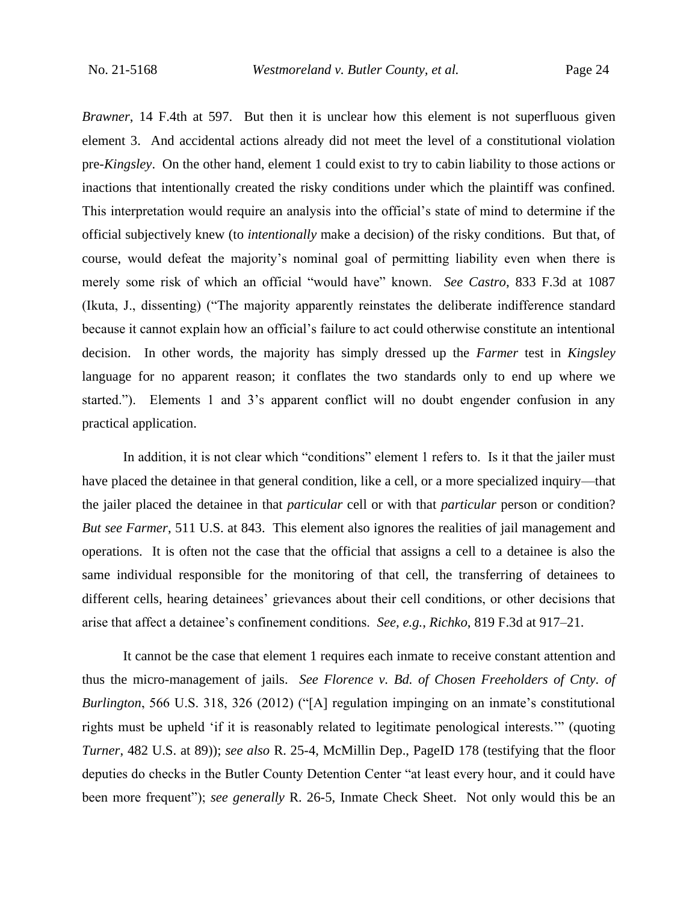*Brawner*, 14 F.4th at 597. But then it is unclear how this element is not superfluous given element 3. And accidental actions already did not meet the level of a constitutional violation pre-*Kingsley*. On the other hand, element 1 could exist to try to cabin liability to those actions or inactions that intentionally created the risky conditions under which the plaintiff was confined. This interpretation would require an analysis into the official's state of mind to determine if the official subjectively knew (to *intentionally* make a decision) of the risky conditions. But that, of course, would defeat the majority's nominal goal of permitting liability even when there is merely some risk of which an official "would have" known. *See Castro*, 833 F.3d at 1087 (Ikuta, J., dissenting) ("The majority apparently reinstates the deliberate indifference standard because it cannot explain how an official's failure to act could otherwise constitute an intentional decision. In other words, the majority has simply dressed up the *Farmer* test in *Kingsley* language for no apparent reason; it conflates the two standards only to end up where we started."). Elements 1 and 3's apparent conflict will no doubt engender confusion in any practical application.

In addition, it is not clear which "conditions" element 1 refers to. Is it that the jailer must have placed the detainee in that general condition, like a cell, or a more specialized inquiry—that the jailer placed the detainee in that *particular* cell or with that *particular* person or condition? *But see Farmer*, 511 U.S. at 843. This element also ignores the realities of jail management and operations. It is often not the case that the official that assigns a cell to a detainee is also the same individual responsible for the monitoring of that cell, the transferring of detainees to different cells, hearing detainees' grievances about their cell conditions, or other decisions that arise that affect a detainee's confinement conditions. *See, e.g.*, *Richko*, 819 F.3d at 917–21.

It cannot be the case that element 1 requires each inmate to receive constant attention and thus the micro-management of jails. *See Florence v. Bd. of Chosen Freeholders of Cnty. of Burlington*, 566 U.S. 318, 326 (2012) ("[A] regulation impinging on an inmate's constitutional rights must be upheld 'if it is reasonably related to legitimate penological interests.'" (quoting *Turner*, 482 U.S. at 89)); *see also* R. 25-4, McMillin Dep., PageID 178 (testifying that the floor deputies do checks in the Butler County Detention Center "at least every hour, and it could have been more frequent"); *see generally* R. 26-5, Inmate Check Sheet. Not only would this be an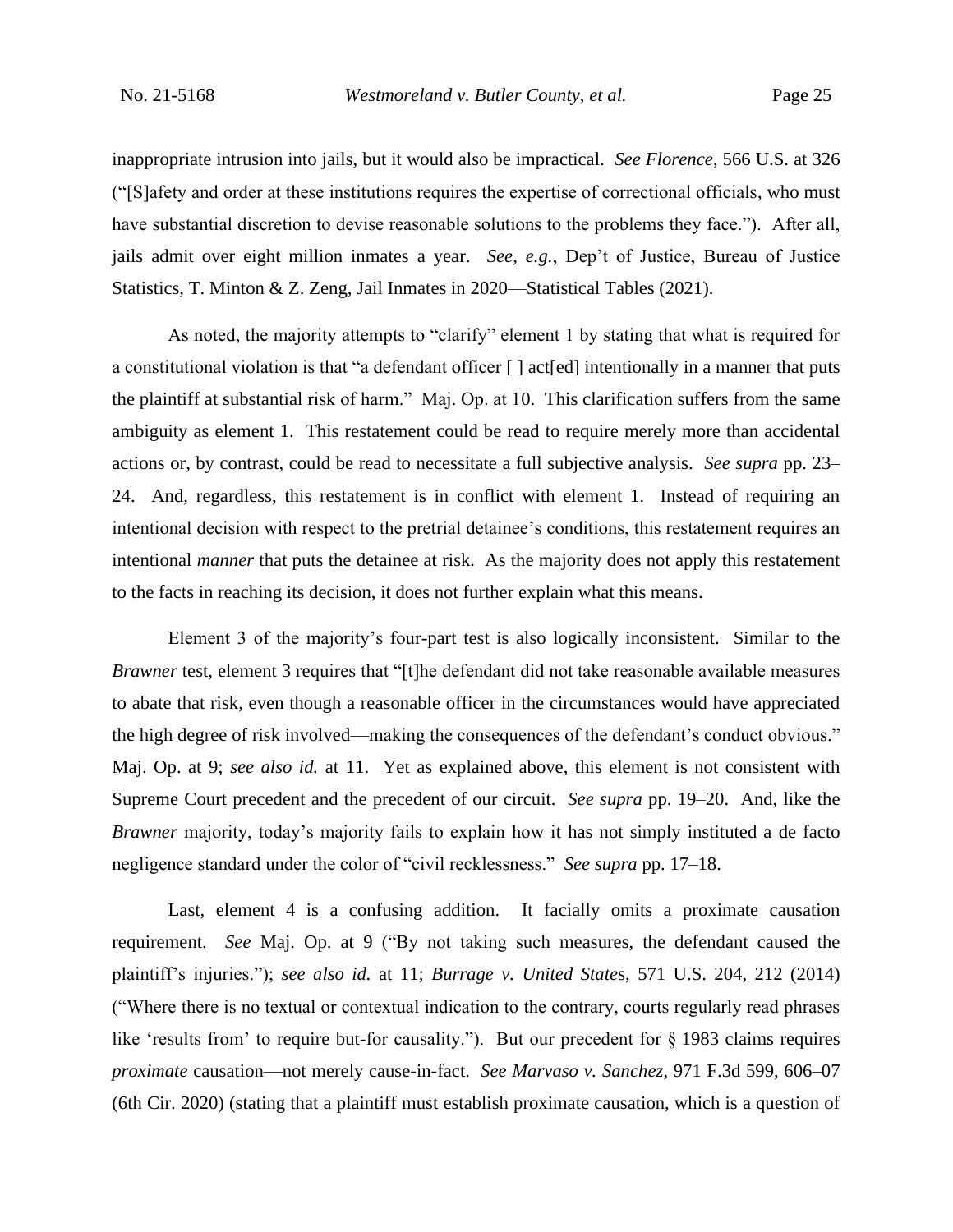inappropriate intrusion into jails, but it would also be impractical. *See Florence*, 566 U.S. at 326 ("[S]afety and order at these institutions requires the expertise of correctional officials, who must have substantial discretion to devise reasonable solutions to the problems they face."). After all, jails admit over eight million inmates a year. *See, e.g.*, Dep't of Justice, Bureau of Justice Statistics, T. Minton & Z. Zeng, Jail Inmates in 2020—Statistical Tables (2021).

As noted, the majority attempts to "clarify" element 1 by stating that what is required for a constitutional violation is that "a defendant officer [ ] act[ed] intentionally in a manner that puts the plaintiff at substantial risk of harm." Maj. Op. at 10. This clarification suffers from the same ambiguity as element 1. This restatement could be read to require merely more than accidental actions or, by contrast, could be read to necessitate a full subjective analysis. *See supra* pp. 23–24. And, regardless, this restatement is in conflict with element 1. Instead of requiring an intentional decision with respect to the pretrial detainee's conditions, this restatement requires an intentional *manner* that puts the detainee at risk. As the majority does not apply this restatement to the facts in reaching its decision, it does not further explain what this means.

Element 3 of the majority's four-part test is also logically inconsistent. Similar to the *Brawner* test, element 3 requires that "[t]he defendant did not take reasonable available measures to abate that risk, even though a reasonable officer in the circumstances would have appreciated the high degree of risk involved—making the consequences of the defendant's conduct obvious." Maj. Op. at 9; *see also id.* at 11. Yet as explained above, this element is not consistent with Supreme Court precedent and the precedent of our circuit. *See supra* pp. 19–20. And, like the *Brawner* majority, today's majority fails to explain how it has not simply instituted a de facto negligence standard under the color of "civil recklessness." *See supra* pp. 17–18.

Last, element 4 is a confusing addition. It facially omits a proximate causation requirement. *See* Maj. Op. at 9 ("By not taking such measures, the defendant caused the plaintiff's injuries."); *see also id.* at 11; *Burrage v. United States*, 571 U.S. 204, 212 (2014) ("Where there is no textual or contextual indication to the contrary, courts regularly read phrases like 'results from' to require but-for causality."). But our precedent for § 1983 claims requires *proximate* causation—not merely cause-in-fact. *See Marvaso v. Sanchez*, 971 F.3d 599, 606–07 (6th Cir. 2020) (stating that a plaintiff must establish proximate causation, which is a question of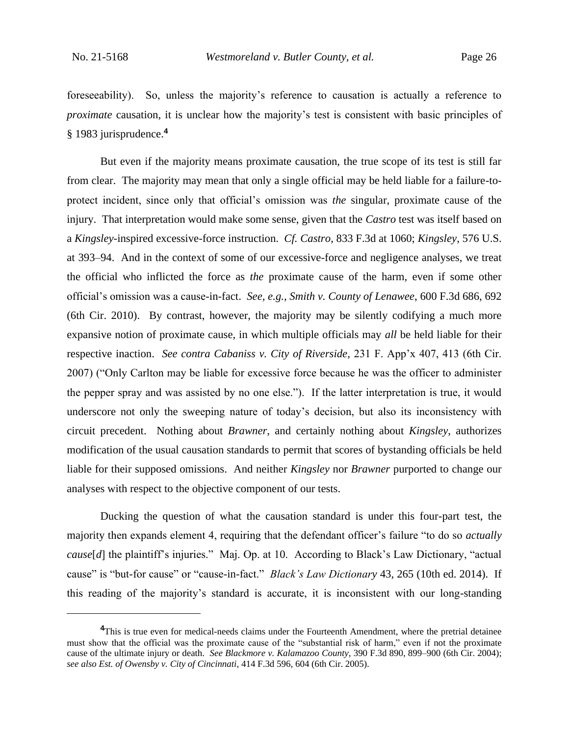foreseeability). So, unless the majority's reference to causation is actually a reference to *proximate* causation, it is unclear how the majority's test is consistent with basic principles of § 1983 jurisprudence.[4]

But even if the majority means proximate causation, the true scope of its test is still far from clear. The majority may mean that only a single official may be held liable for a failure-to-protect incident, since only that official's omission was *the* singular, proximate cause of the injury. That interpretation would make some sense, given that the *Castro* test was itself based on a *Kingsley*-inspired excessive-force instruction. *Cf. Castro*, 833 F.3d at 1060; *Kingsley*, 576 U.S. at 393–94. And in the context of some of our excessive-force and negligence analyses, we treat the official who inflicted the force as *the* proximate cause of the harm, even if some other official's omission was a cause-in-fact. *See, e.g.*, *Smith v. County of Lenawee*, 600 F.3d 686, 692 (6th Cir. 2010). By contrast, however, the majority may be silently codifying a much more expansive notion of proximate cause, in which multiple officials may *all* be held liable for their respective inaction. *See contra Cabaniss v. City of Riverside*, 231 F. App'x 407, 413 (6th Cir. 2007) ("Only Carlton may be liable for excessive force because he was the officer to administer the pepper spray and was assisted by no one else."). If the latter interpretation is true, it would underscore not only the sweeping nature of today's decision, but also its inconsistency with circuit precedent. Nothing about *Brawner*, and certainly nothing about *Kingsley*, authorizes modification of the usual causation standards to permit that scores of bystanding officials be held liable for their supposed omissions. And neither *Kingsley* nor *Brawner* purported to change our analyses with respect to the objective component of our tests.

Ducking the question of what the causation standard is under this four-part test, the majority then expands element 4, requiring that the defendant officer's failure "to do so *actually cause*[*d*] the plaintiff's injuries." Maj. Op. at 10. According to Black's Law Dictionary, "actual cause" is "but-for cause" or "cause-in-fact." *Black's Law Dictionary* 43, 265 (10th ed. 2014). If this reading of the majority's standard is accurate, it is inconsistent with our long-standing

[4] This is true even for medical-needs claims under the Fourteenth Amendment, where the pretrial detainee must show that the official was the proximate cause of the "substantial risk of harm," even if not the proximate cause of the ultimate injury or death. *See Blackmore v. Kalamazoo County*, 390 F.3d 890, 899–900 (6th Cir. 2004); *see also Est. of Owensby v. City of Cincinnati*, 414 F.3d 596, 604 (6th Cir. 2005).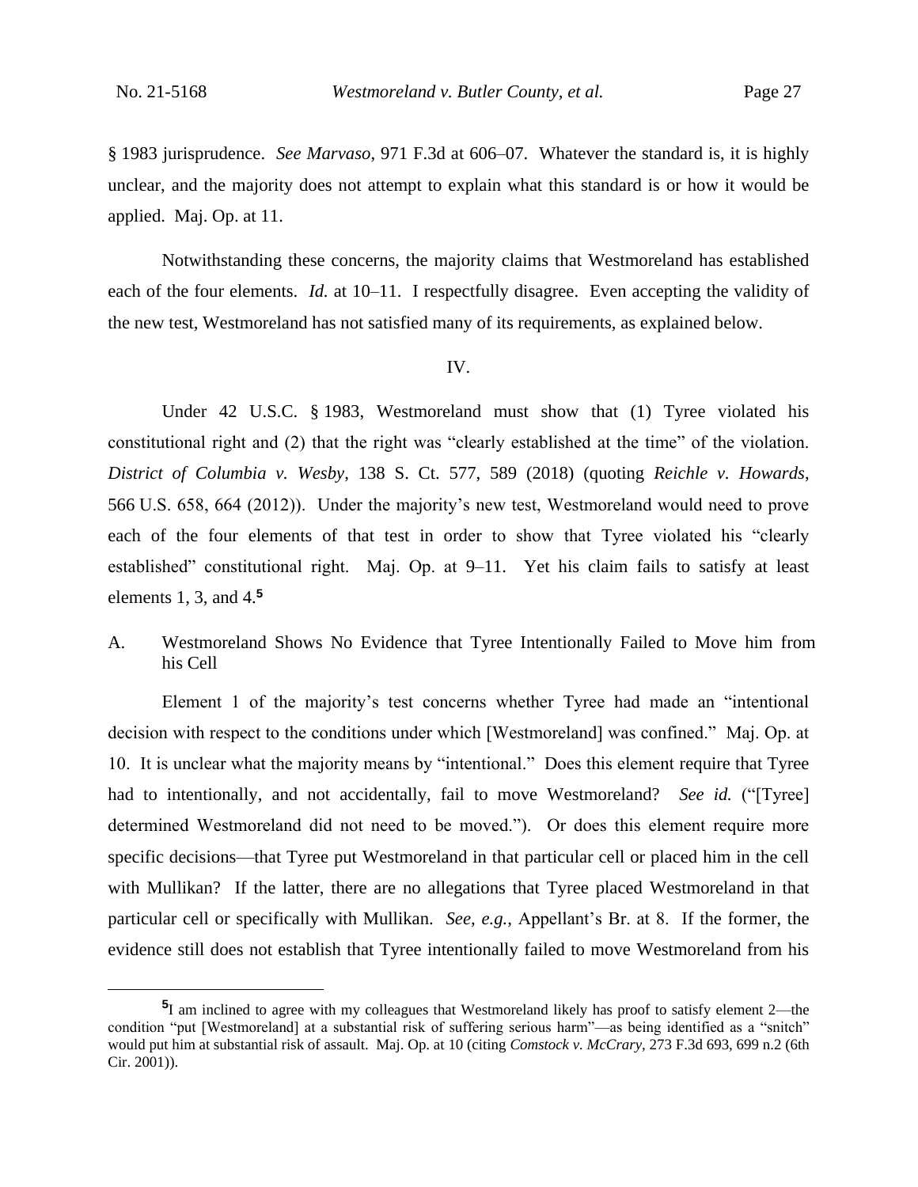§ 1983 jurisprudence. *See Marvaso*, 971 F.3d at 606–07. Whatever the standard is, it is highly unclear, and the majority does not attempt to explain what this standard is or how it would be applied. Maj. Op. at 11.

Notwithstanding these concerns, the majority claims that Westmoreland has established each of the four elements. *Id.* at 10–11. I respectfully disagree. Even accepting the validity of the new test, Westmoreland has not satisfied many of its requirements, as explained below.

IV.

Under 42 U.S.C. § 1983, Westmoreland must show that (1) Tyree violated his constitutional right and (2) that the right was "clearly established at the time" of the violation. *District of Columbia v. Wesby*, 138 S. Ct. 577, 589 (2018) (quoting *Reichle v. Howards*, 566 U.S. 658, 664 (2012)). Under the majority's new test, Westmoreland would need to prove each of the four elements of that test in order to show that Tyree violated his "clearly established" constitutional right. Maj. Op. at 9–11. Yet his claim fails to satisfy at least elements 1, 3, and 4.[5]

## A. Westmoreland Shows No Evidence that Tyree Intentionally Failed to Move him from his Cell

Element 1 of the majority's test concerns whether Tyree had made an "intentional decision with respect to the conditions under which [Westmoreland] was confined." Maj. Op. at 10. It is unclear what the majority means by "intentional." Does this element require that Tyree had to intentionally, and not accidentally, fail to move Westmoreland? *See id.* ("[Tyree] determined Westmoreland did not need to be moved."). Or does this element require more specific decisions—that Tyree put Westmoreland in that particular cell or placed him in the cell with Mullikan? If the latter, there are no allegations that Tyree placed Westmoreland in that particular cell or specifically with Mullikan. *See, e.g.*, Appellant's Br. at 8. If the former, the evidence still does not establish that Tyree intentionally failed to move Westmoreland from his

[5] I am inclined to agree with my colleagues that Westmoreland likely has proof to satisfy element 2—the condition "put [Westmoreland] at a substantial risk of suffering serious harm"—as being identified as a "snitch" would put him at substantial risk of assault. Maj. Op. at 10 (citing *Comstock v. McCrary*, 273 F.3d 693, 699 n.2 (6th Cir. 2001)).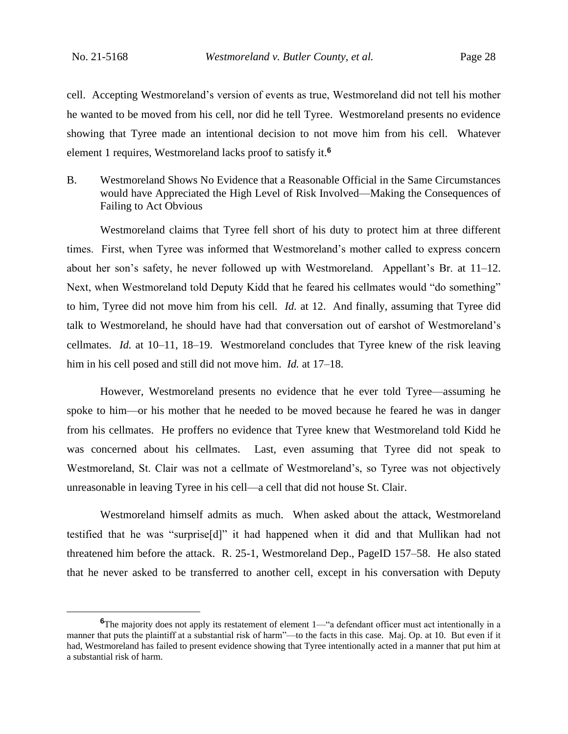cell. Accepting Westmoreland's version of events as true, Westmoreland did not tell his mother he wanted to be moved from his cell, nor did he tell Tyree. Westmoreland presents no evidence showing that Tyree made an intentional decision to not move him from his cell. Whatever element 1 requires, Westmoreland lacks proof to satisfy it.[6]

B. Westmoreland Shows No Evidence that a Reasonable Official in the Same Circumstances would have Appreciated the High Level of Risk Involved—Making the Consequences of Failing to Act Obvious

Westmoreland claims that Tyree fell short of his duty to protect him at three different times. First, when Tyree was informed that Westmoreland's mother called to express concern about her son's safety, he never followed up with Westmoreland. Appellant's Br. at 11–12. Next, when Westmoreland told Deputy Kidd that he feared his cellmates would "do something" to him, Tyree did not move him from his cell. *Id.* at 12. And finally, assuming that Tyree did talk to Westmoreland, he should have had that conversation out of earshot of Westmoreland's cellmates. *Id.* at 10–11, 18–19. Westmoreland concludes that Tyree knew of the risk leaving him in his cell posed and still did not move him. *Id.* at 17–18.

However, Westmoreland presents no evidence that he ever told Tyree—assuming he spoke to him—or his mother that he needed to be moved because he feared he was in danger from his cellmates. He proffers no evidence that Tyree knew that Westmoreland told Kidd he was concerned about his cellmates. Last, even assuming that Tyree did not speak to Westmoreland, St. Clair was not a cellmate of Westmoreland's, so Tyree was not objectively unreasonable in leaving Tyree in his cell—a cell that did not house St. Clair.

Westmoreland himself admits as much. When asked about the attack, Westmoreland testified that he was "surprise[d]" it had happened when it did and that Mullikan had not threatened him before the attack. R. 25-1, Westmoreland Dep., PageID 157–58. He also stated that he never asked to be transferred to another cell, except in his conversation with Deputy

[6] The majority does not apply its restatement of element 1—"a defendant officer must act intentionally in a manner that puts the plaintiff at a substantial risk of harm"—to the facts in this case. Maj. Op. at 10. But even if it had, Westmoreland has failed to present evidence showing that Tyree intentionally acted in a manner that put him at a substantial risk of harm.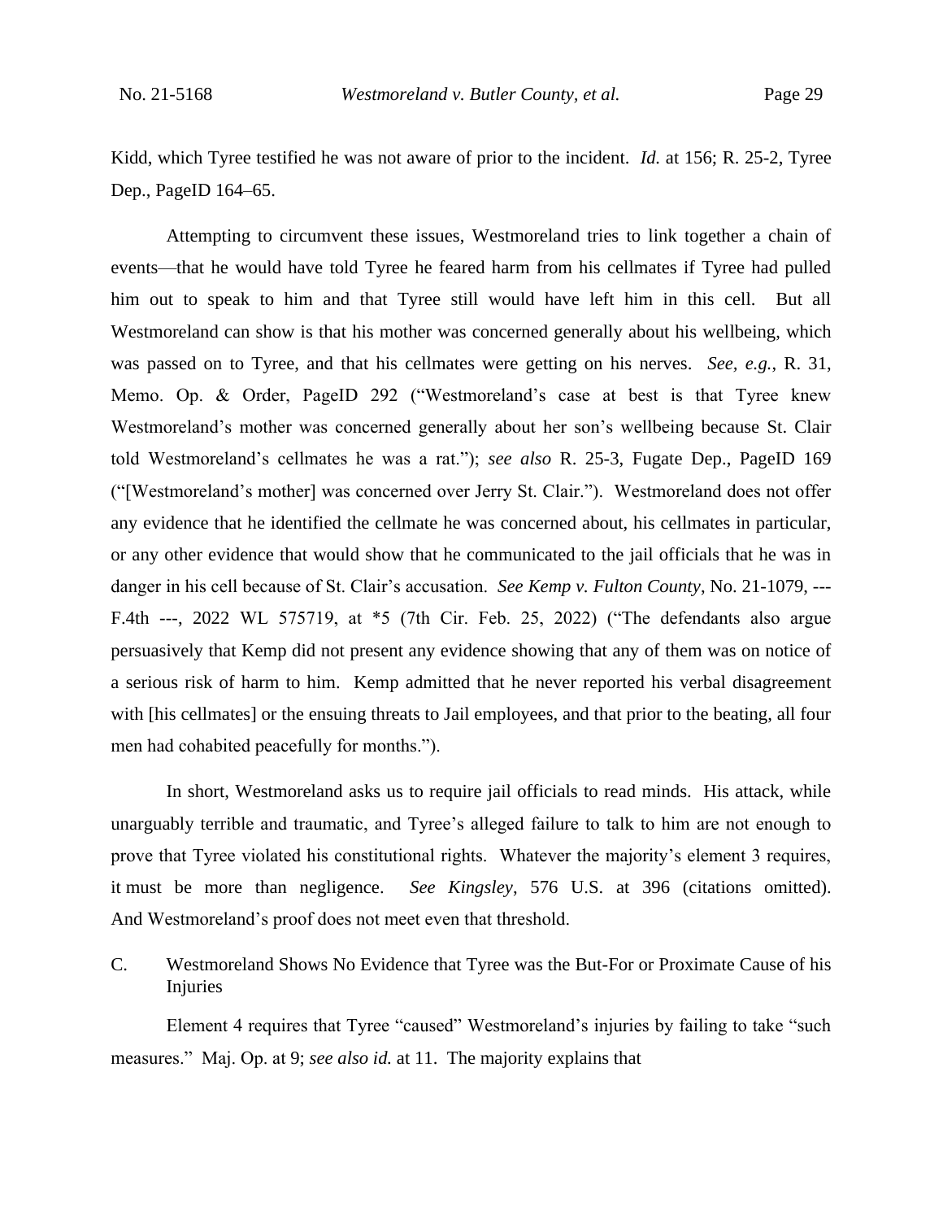Kidd, which Tyree testified he was not aware of prior to the incident. *Id.* at 156; R. 25-2, Tyree Dep., PageID 164–65.

Attempting to circumvent these issues, Westmoreland tries to link together a chain of events—that he would have told Tyree he feared harm from his cellmates if Tyree had pulled him out to speak to him and that Tyree still would have left him in this cell. But all Westmoreland can show is that his mother was concerned generally about his wellbeing, which was passed on to Tyree, and that his cellmates were getting on his nerves. *See, e.g.*, R. 31, Memo. Op. & Order, PageID 292 ("Westmoreland's case at best is that Tyree knew Westmoreland's mother was concerned generally about her son's wellbeing because St. Clair told Westmoreland's cellmates he was a rat."); *see also* R. 25-3, Fugate Dep., PageID 169 ("[Westmoreland's mother] was concerned over Jerry St. Clair."). Westmoreland does not offer any evidence that he identified the cellmate he was concerned about, his cellmates in particular, or any other evidence that would show that he communicated to the jail officials that he was in danger in his cell because of St. Clair's accusation. *See Kemp v. Fulton County*, No. 21-1079, --- F.4th ---, 2022 WL 575719, at *5 (7th Cir. Feb. 25, 2022) ("The defendants also argue persuasively that Kemp did not present any evidence showing that any of them was on notice of a serious risk of harm to him. Kemp admitted that he never reported his verbal disagreement with [his cellmates] or the ensuing threats to Jail employees, and that prior to the beating, all four men had cohabited peacefully for months.").

In short, Westmoreland asks us to require jail officials to read minds. His attack, while unarguably terrible and traumatic, and Tyree's alleged failure to talk to him are not enough to prove that Tyree violated his constitutional rights. Whatever the majority's element 3 requires, it must be more than negligence. *See Kingsley*, 576 U.S. at 396 (citations omitted). And Westmoreland's proof does not meet even that threshold.

### C. Westmoreland Shows No Evidence that Tyree was the But-For or Proximate Cause of his Injuries

Element 4 requires that Tyree "caused" Westmoreland's injuries by failing to take "such measures." Maj. Op. at 9; *see also id.* at 11. The majority explains that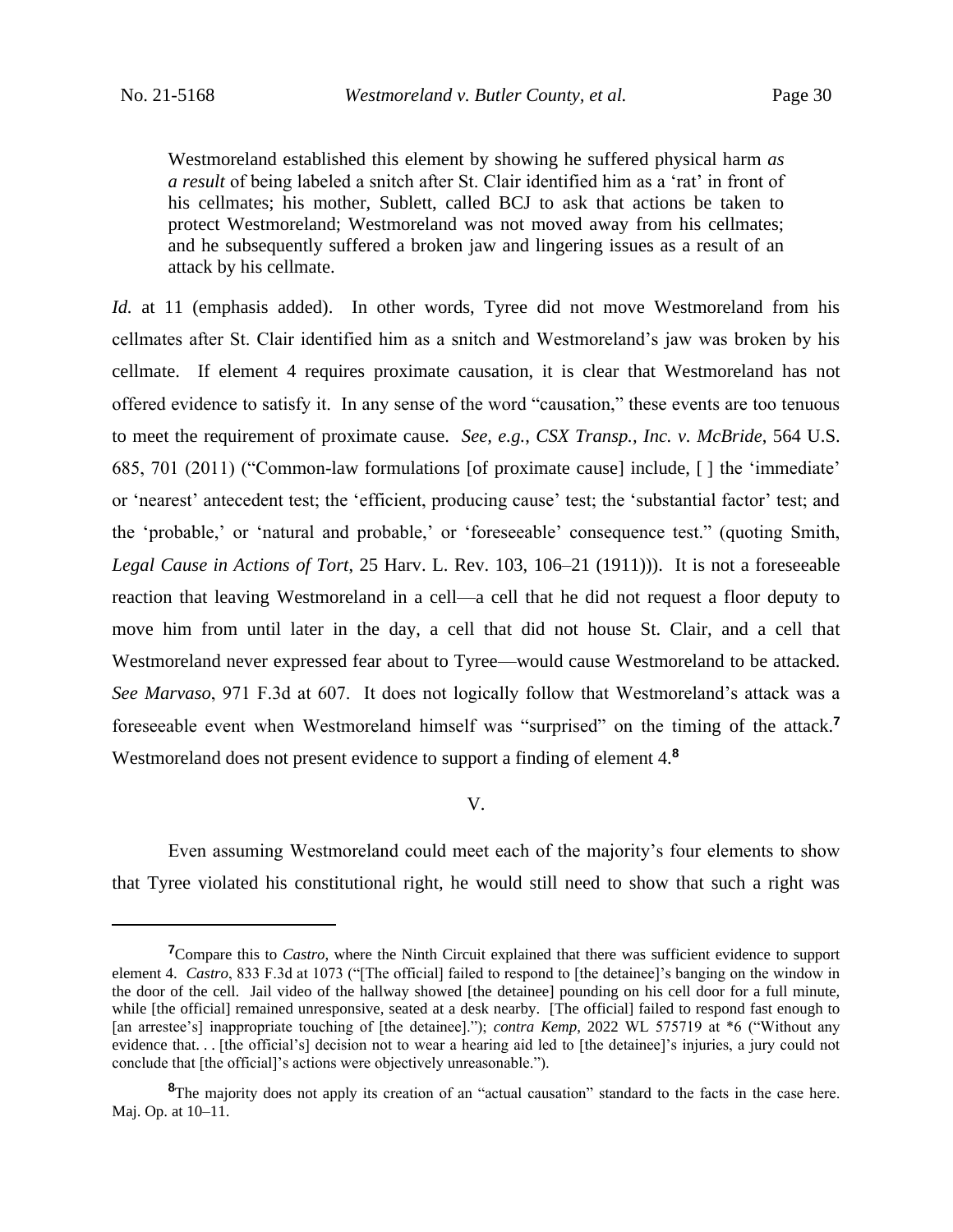> Westmoreland established this element by showing he suffered physical harm *as a result* of being labeled a snitch after St. Clair identified him as a 'rat' in front of his cellmates; his mother, Sublett, called BCJ to ask that actions be taken to protect Westmoreland; Westmoreland was not moved away from his cellmates; and he subsequently suffered a broken jaw and lingering issues as a result of an attack by his cellmate.

*Id.* at 11 (emphasis added). In other words, Tyree did not move Westmoreland from his cellmates after St. Clair identified him as a snitch and Westmoreland's jaw was broken by his cellmate. If element 4 requires proximate causation, it is clear that Westmoreland has not offered evidence to satisfy it. In any sense of the word "causation," these events are too tenuous to meet the requirement of proximate cause. *See, e.g.*, *CSX Transp., Inc. v. McBride*, 564 U.S. 685, 701 (2011) ("Common-law formulations [of proximate cause] include, [ ] the 'immediate' or 'nearest' antecedent test; the 'efficient, producing cause' test; the 'substantial factor' test; and the 'probable,' or 'natural and probable,' or 'foreseeable' consequence test." (quoting Smith, *Legal Cause in Actions of Tort*, 25 Harv. L. Rev. 103, 106–21 (1911))). It is not a foreseeable reaction that leaving Westmoreland in a cell—a cell that he did not request a floor deputy to move him from until later in the day, a cell that did not house St. Clair, and a cell that Westmoreland never expressed fear about to Tyree—would cause Westmoreland to be attacked. *See Marvaso*, 971 F.3d at 607. It does not logically follow that Westmoreland's attack was a foreseeable event when Westmoreland himself was "surprised" on the timing of the attack.[7] Westmoreland does not present evidence to support a finding of element 4.[8]

## V.

Even assuming Westmoreland could meet each of the majority's four elements to show that Tyree violated his constitutional right, he would still need to show that such a right was

---

[7]Compare this to *Castro*, where the Ninth Circuit explained that there was sufficient evidence to support element 4. *Castro*, 833 F.3d at 1073 ("[The official] failed to respond to [the detainee]'s banging on the window in the door of the cell. Jail video of the hallway showed [the detainee] pounding on his cell door for a full minute, while [the official] remained unresponsive, seated at a desk nearby. [The official] failed to respond fast enough to [an arrestee's] inappropriate touching of [the detainee]."); *contra Kemp*, 2022 WL 575719 at *6 ("Without any evidence that. . . [the official's] decision not to wear a hearing aid led to [the detainee]'s injuries, a jury could not conclude that [the official]'s actions were objectively unreasonable.").

[8]The majority does not apply its creation of an "actual causation" standard to the facts in the case here. Maj. Op. at 10–11.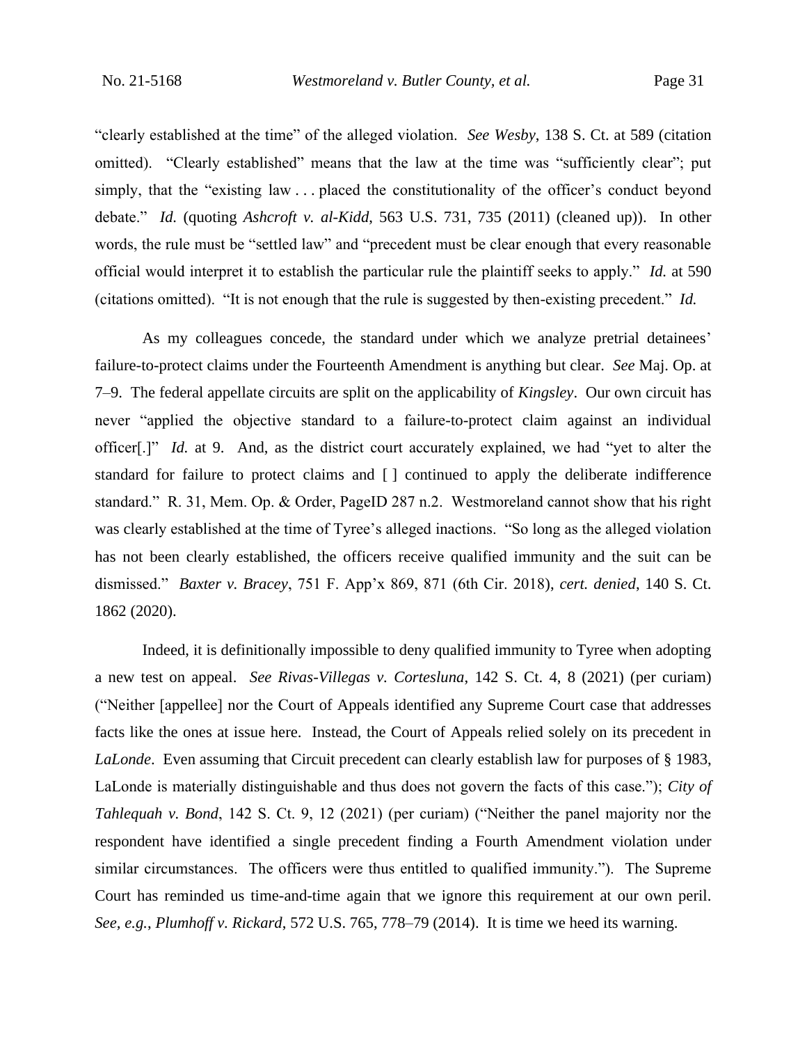"clearly established at the time" of the alleged violation. *See Wesby*, 138 S. Ct. at 589 (citation omitted). "Clearly established" means that the law at the time was "sufficiently clear"; put simply, that the "existing law . . . placed the constitutionality of the officer's conduct beyond debate." *Id.* (quoting *Ashcroft v. al-Kidd*, 563 U.S. 731, 735 (2011) (cleaned up)). In other words, the rule must be "settled law" and "precedent must be clear enough that every reasonable official would interpret it to establish the particular rule the plaintiff seeks to apply." *Id.* at 590 (citations omitted). "It is not enough that the rule is suggested by then-existing precedent." *Id.*

As my colleagues concede, the standard under which we analyze pretrial detainees' failure-to-protect claims under the Fourteenth Amendment is anything but clear. *See* Maj. Op. at 7–9. The federal appellate circuits are split on the applicability of *Kingsley*. Our own circuit has never "applied the objective standard to a failure-to-protect claim against an individual officer[.]" *Id.* at 9. And, as the district court accurately explained, we had "yet to alter the standard for failure to protect claims and [ ] continued to apply the deliberate indifference standard." R. 31, Mem. Op. & Order, PageID 287 n.2. Westmoreland cannot show that his right was clearly established at the time of Tyree's alleged inactions. "So long as the alleged violation has not been clearly established, the officers receive qualified immunity and the suit can be dismissed." *Baxter v. Bracey*, 751 F. App'x 869, 871 (6th Cir. 2018), *cert. denied*, 140 S. Ct. 1862 (2020).

Indeed, it is definitionally impossible to deny qualified immunity to Tyree when adopting a new test on appeal. *See Rivas-Villegas v. Cortesluna*, 142 S. Ct. 4, 8 (2021) (per curiam) ("Neither [appellee] nor the Court of Appeals identified any Supreme Court case that addresses facts like the ones at issue here. Instead, the Court of Appeals relied solely on its precedent in *LaLonde*. Even assuming that Circuit precedent can clearly establish law for purposes of § 1983, LaLonde is materially distinguishable and thus does not govern the facts of this case."); *City of Tahlequah v. Bond*, 142 S. Ct. 9, 12 (2021) (per curiam) ("Neither the panel majority nor the respondent have identified a single precedent finding a Fourth Amendment violation under similar circumstances. The officers were thus entitled to qualified immunity."). The Supreme Court has reminded us time-and-time again that we ignore this requirement at our own peril. *See, e.g.*, *Plumhoff v. Rickard*, 572 U.S. 765, 778–79 (2014). It is time we heed its warning.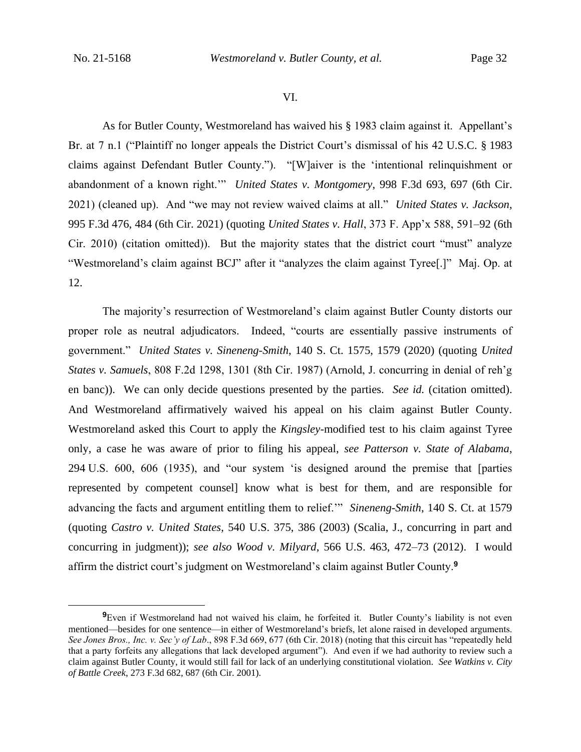## VI.

As for Butler County, Westmoreland has waived his § 1983 claim against it. Appellant's Br. at 7 n.1 ("Plaintiff no longer appeals the District Court's dismissal of his 42 U.S.C. § 1983 claims against Defendant Butler County."). "[W]aiver is the 'intentional relinquishment or abandonment of a known right.'" *United States v. Montgomery*, 998 F.3d 693, 697 (6th Cir. 2021) (cleaned up). And "we may not review waived claims at all." *United States v. Jackson*, 995 F.3d 476, 484 (6th Cir. 2021) (quoting *United States v. Hall*, 373 F. App'x 588, 591–92 (6th Cir. 2010) (citation omitted)). But the majority states that the district court "must" analyze "Westmoreland's claim against BCJ" after it "analyzes the claim against Tyree[.]" Maj. Op. at 12.

The majority's resurrection of Westmoreland's claim against Butler County distorts our proper role as neutral adjudicators. Indeed, "courts are essentially passive instruments of government." *United States v. Sineneng-Smith*, 140 S. Ct. 1575, 1579 (2020) (quoting *United States v. Samuels*, 808 F.2d 1298, 1301 (8th Cir. 1987) (Arnold, J. concurring in denial of reh'g en banc)). We can only decide questions presented by the parties. *See id.* (citation omitted). And Westmoreland affirmatively waived his appeal on his claim against Butler County. Westmoreland asked this Court to apply the *Kingsley*-modified test to his claim against Tyree only, a case he was aware of prior to filing his appeal, *see Patterson v. State of Alabama*, 294 U.S. 600, 606 (1935), and "our system 'is designed around the premise that [parties represented by competent counsel] know what is best for them, and are responsible for advancing the facts and argument entitling them to relief.'" *Sineneng-Smith*, 140 S. Ct. at 1579 (quoting *Castro v. United States*, 540 U.S. 375, 386 (2003) (Scalia, J., concurring in part and concurring in judgment)); *see also Wood v. Milyard*, 566 U.S. 463, 472–73 (2012). I would affirm the district court's judgment on Westmoreland's claim against Butler County.[9]

---

[9]Even if Westmoreland had not waived his claim, he forfeited it. Butler County's liability is not even mentioned—besides for one sentence—in either of Westmoreland's briefs, let alone raised in developed arguments. *See Jones Bros., Inc. v. Sec'y of Lab*., 898 F.3d 669, 677 (6th Cir. 2018) (noting that this circuit has "repeatedly held that a party forfeits any allegations that lack developed argument"). And even if we had authority to review such a claim against Butler County, it would still fail for lack of an underlying constitutional violation. *See Watkins v. City of Battle Creek*, 273 F.3d 682, 687 (6th Cir. 2001).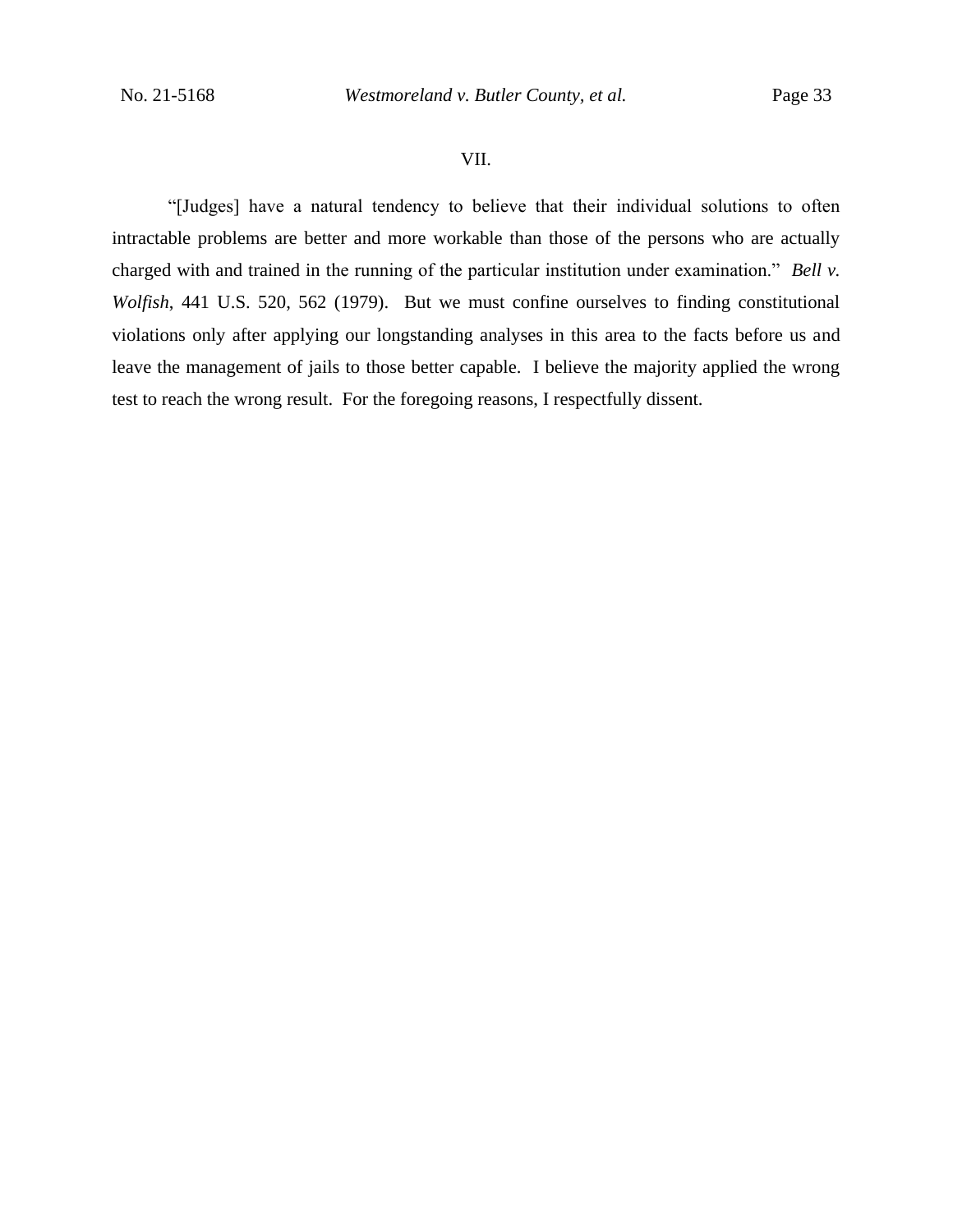VII.

"[Judges] have a natural tendency to believe that their individual solutions to often intractable problems are better and more workable than those of the persons who are actually charged with and trained in the running of the particular institution under examination." *Bell v. Wolfish*, 441 U.S. 520, 562 (1979). But we must confine ourselves to finding constitutional violations only after applying our longstanding analyses in this area to the facts before us and leave the management of jails to those better capable. I believe the majority applied the wrong test to reach the wrong result. For the foregoing reasons, I respectfully dissent.